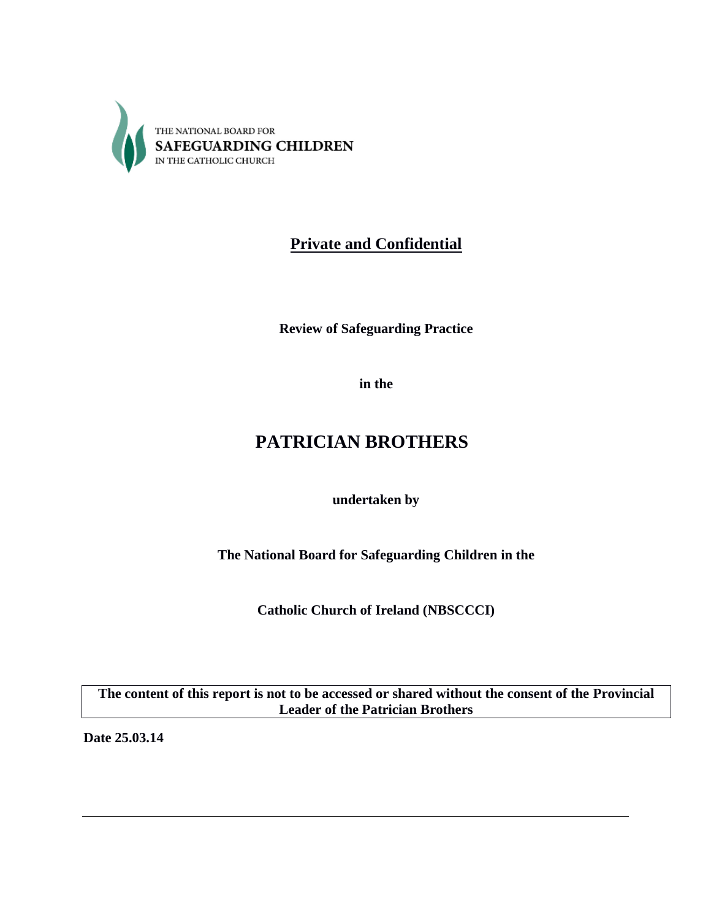THE NATIONAL BOARD FOR
**SAFEGUARDING CHILDREN**
IN THE CATHOLIC CHURCH

## Private and Confidential

**Review of Safeguarding Practice**

**in the**

# PATRICIAN BROTHERS

**undertaken by**

**The National Board for Safeguarding Children in the**

**Catholic Church of Ireland (NBSCCCI)**

**The content of this report is not to be accessed or shared without the consent of the Provincial Leader of the Patrician Brothers**

**Date 25.03.14**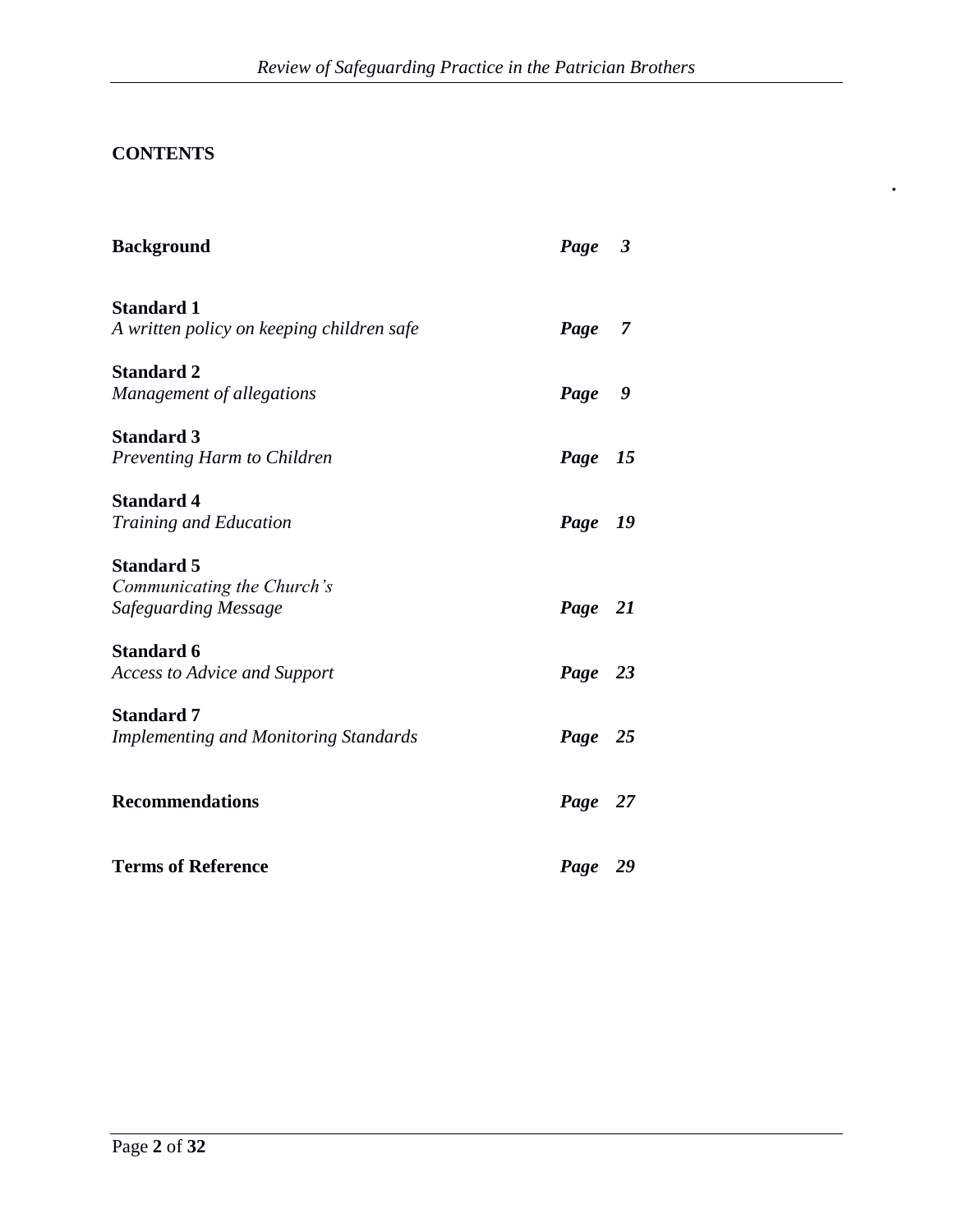## CONTENTS

.

| | |
|---|---|
| **Background** | ***Page 3*** |
| **Standard 1** *A written policy on keeping children safe* | ***Page 7*** |
| **Standard 2** *Management of allegations* | ***Page 9*** |
| **Standard 3** *Preventing Harm to Children* | ***Page 15*** |
| **Standard 4** *Training and Education* | ***Page 19*** |
| **Standard 5** *Communicating the Church's Safeguarding Message* | ***Page 21*** |
| **Standard 6** *Access to Advice and Support* | ***Page 23*** |
| **Standard 7** *Implementing and Monitoring Standards* | ***Page 25*** |
| **Recommendations** | ***Page 27*** |
| **Terms of Reference** | ***Page 29*** |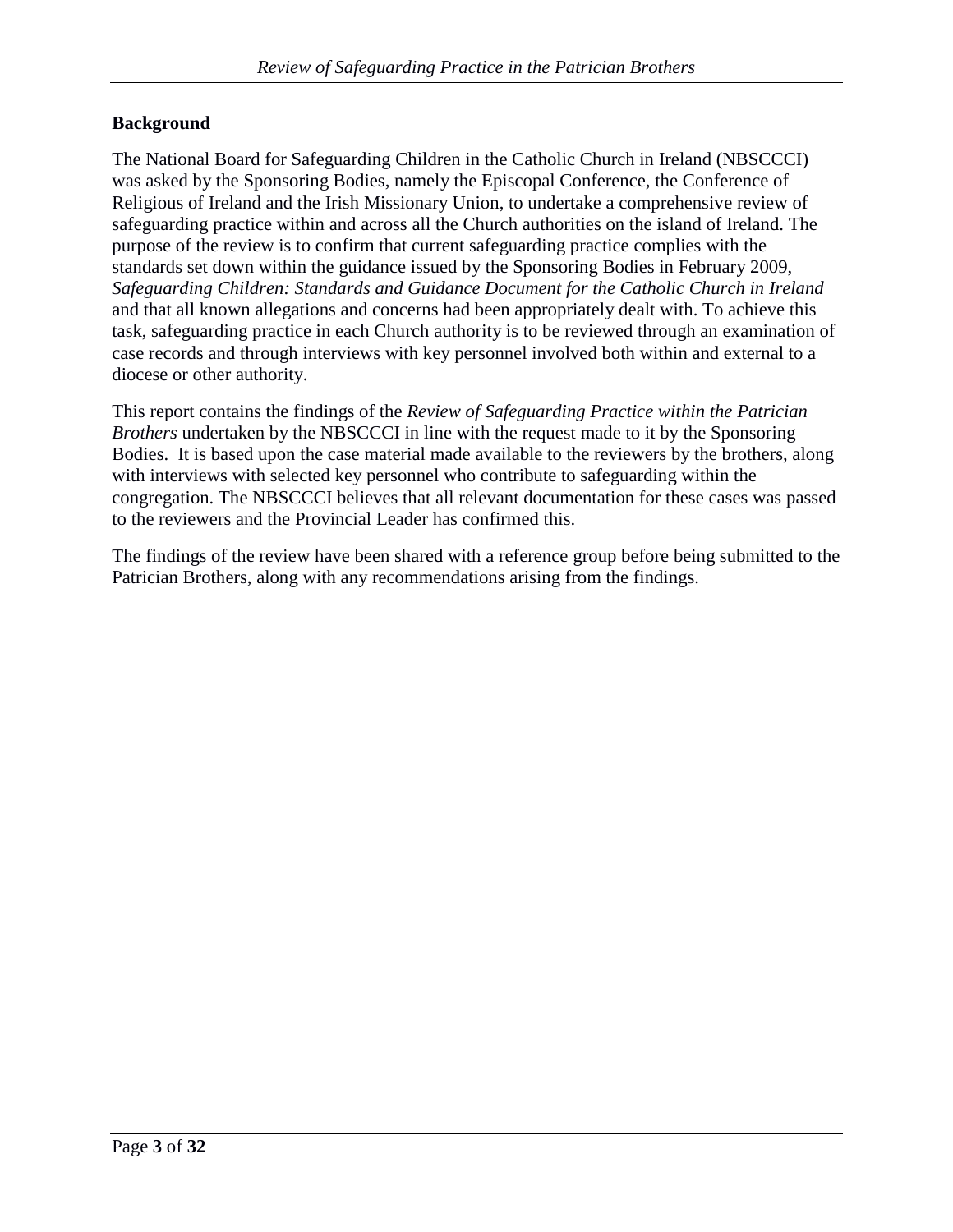## Background

The National Board for Safeguarding Children in the Catholic Church in Ireland (NBSCCCI) was asked by the Sponsoring Bodies, namely the Episcopal Conference, the Conference of Religious of Ireland and the Irish Missionary Union, to undertake a comprehensive review of safeguarding practice within and across all the Church authorities on the island of Ireland. The purpose of the review is to confirm that current safeguarding practice complies with the standards set down within the guidance issued by the Sponsoring Bodies in February 2009, *Safeguarding Children: Standards and Guidance Document for the Catholic Church in Ireland* and that all known allegations and concerns had been appropriately dealt with. To achieve this task, safeguarding practice in each Church authority is to be reviewed through an examination of case records and through interviews with key personnel involved both within and external to a diocese or other authority.

This report contains the findings of the *Review of Safeguarding Practice within the Patrician Brothers* undertaken by the NBSCCCI in line with the request made to it by the Sponsoring Bodies. It is based upon the case material made available to the reviewers by the brothers, along with interviews with selected key personnel who contribute to safeguarding within the congregation. The NBSCCCI believes that all relevant documentation for these cases was passed to the reviewers and the Provincial Leader has confirmed this.

The findings of the review have been shared with a reference group before being submitted to the Patrician Brothers, along with any recommendations arising from the findings.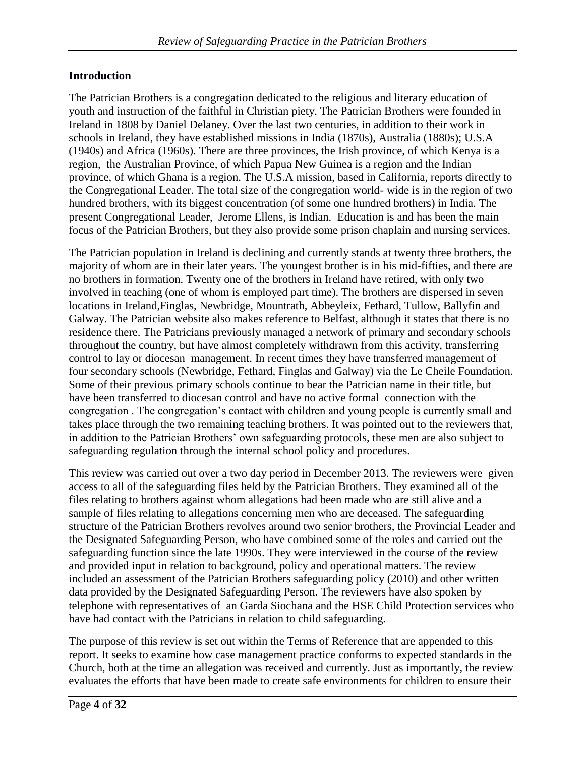## Introduction

The Patrician Brothers is a congregation dedicated to the religious and literary education of youth and instruction of the faithful in Christian piety. The Patrician Brothers were founded in Ireland in 1808 by Daniel Delaney. Over the last two centuries, in addition to their work in schools in Ireland, they have established missions in India (1870s), Australia (1880s); U.S.A (1940s) and Africa (1960s). There are three provinces, the Irish province, of which Kenya is a region, the Australian Province, of which Papua New Guinea is a region and the Indian province, of which Ghana is a region. The U.S.A mission, based in California, reports directly to the Congregational Leader. The total size of the congregation world- wide is in the region of two hundred brothers, with its biggest concentration (of some one hundred brothers) in India. The present Congregational Leader, Jerome Ellens, is Indian. Education is and has been the main focus of the Patrician Brothers, but they also provide some prison chaplain and nursing services.

The Patrician population in Ireland is declining and currently stands at twenty three brothers, the majority of whom are in their later years. The youngest brother is in his mid-fifties, and there are no brothers in formation. Twenty one of the brothers in Ireland have retired, with only two involved in teaching (one of whom is employed part time). The brothers are dispersed in seven locations in Ireland,Finglas, Newbridge, Mountrath, Abbeyleix, Fethard, Tullow, Ballyfin and Galway. The Patrician website also makes reference to Belfast, although it states that there is no residence there. The Patricians previously managed a network of primary and secondary schools throughout the country, but have almost completely withdrawn from this activity, transferring control to lay or diocesan management. In recent times they have transferred management of four secondary schools (Newbridge, Fethard, Finglas and Galway) via the Le Cheile Foundation. Some of their previous primary schools continue to bear the Patrician name in their title, but have been transferred to diocesan control and have no active formal connection with the congregation . The congregation's contact with children and young people is currently small and takes place through the two remaining teaching brothers. It was pointed out to the reviewers that, in addition to the Patrician Brothers' own safeguarding protocols, these men are also subject to safeguarding regulation through the internal school policy and procedures.

This review was carried out over a two day period in December 2013. The reviewers were given access to all of the safeguarding files held by the Patrician Brothers. They examined all of the files relating to brothers against whom allegations had been made who are still alive and a sample of files relating to allegations concerning men who are deceased. The safeguarding structure of the Patrician Brothers revolves around two senior brothers, the Provincial Leader and the Designated Safeguarding Person, who have combined some of the roles and carried out the safeguarding function since the late 1990s. They were interviewed in the course of the review and provided input in relation to background, policy and operational matters. The review included an assessment of the Patrician Brothers safeguarding policy (2010) and other written data provided by the Designated Safeguarding Person. The reviewers have also spoken by telephone with representatives of an Garda Siochana and the HSE Child Protection services who have had contact with the Patricians in relation to child safeguarding.

The purpose of this review is set out within the Terms of Reference that are appended to this report. It seeks to examine how case management practice conforms to expected standards in the Church, both at the time an allegation was received and currently. Just as importantly, the review evaluates the efforts that have been made to create safe environments for children to ensure their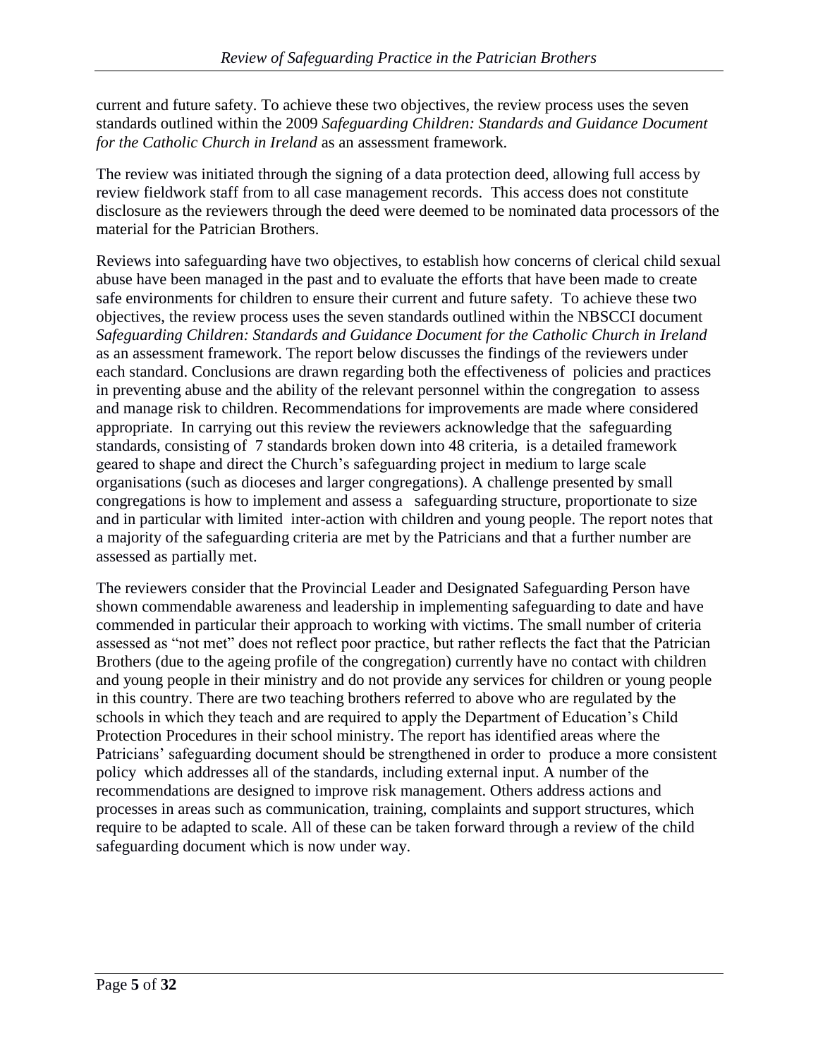current and future safety. To achieve these two objectives, the review process uses the seven standards outlined within the 2009 *Safeguarding Children: Standards and Guidance Document for the Catholic Church in Ireland* as an assessment framework.

The review was initiated through the signing of a data protection deed, allowing full access by review fieldwork staff from to all case management records. This access does not constitute disclosure as the reviewers through the deed were deemed to be nominated data processors of the material for the Patrician Brothers.

Reviews into safeguarding have two objectives, to establish how concerns of clerical child sexual abuse have been managed in the past and to evaluate the efforts that have been made to create safe environments for children to ensure their current and future safety. To achieve these two objectives, the review process uses the seven standards outlined within the NBSCCI document *Safeguarding Children: Standards and Guidance Document for the Catholic Church in Ireland* as an assessment framework. The report below discusses the findings of the reviewers under each standard. Conclusions are drawn regarding both the effectiveness of policies and practices in preventing abuse and the ability of the relevant personnel within the congregation to assess and manage risk to children. Recommendations for improvements are made where considered appropriate. In carrying out this review the reviewers acknowledge that the safeguarding standards, consisting of 7 standards broken down into 48 criteria, is a detailed framework geared to shape and direct the Church's safeguarding project in medium to large scale organisations (such as dioceses and larger congregations). A challenge presented by small congregations is how to implement and assess a safeguarding structure, proportionate to size and in particular with limited inter-action with children and young people. The report notes that a majority of the safeguarding criteria are met by the Patricians and that a further number are assessed as partially met.

The reviewers consider that the Provincial Leader and Designated Safeguarding Person have shown commendable awareness and leadership in implementing safeguarding to date and have commended in particular their approach to working with victims. The small number of criteria assessed as "not met" does not reflect poor practice, but rather reflects the fact that the Patrician Brothers (due to the ageing profile of the congregation) currently have no contact with children and young people in their ministry and do not provide any services for children or young people in this country. There are two teaching brothers referred to above who are regulated by the schools in which they teach and are required to apply the Department of Education's Child Protection Procedures in their school ministry. The report has identified areas where the Patricians' safeguarding document should be strengthened in order to produce a more consistent policy which addresses all of the standards, including external input. A number of the recommendations are designed to improve risk management. Others address actions and processes in areas such as communication, training, complaints and support structures, which require to be adapted to scale. All of these can be taken forward through a review of the child safeguarding document which is now under way.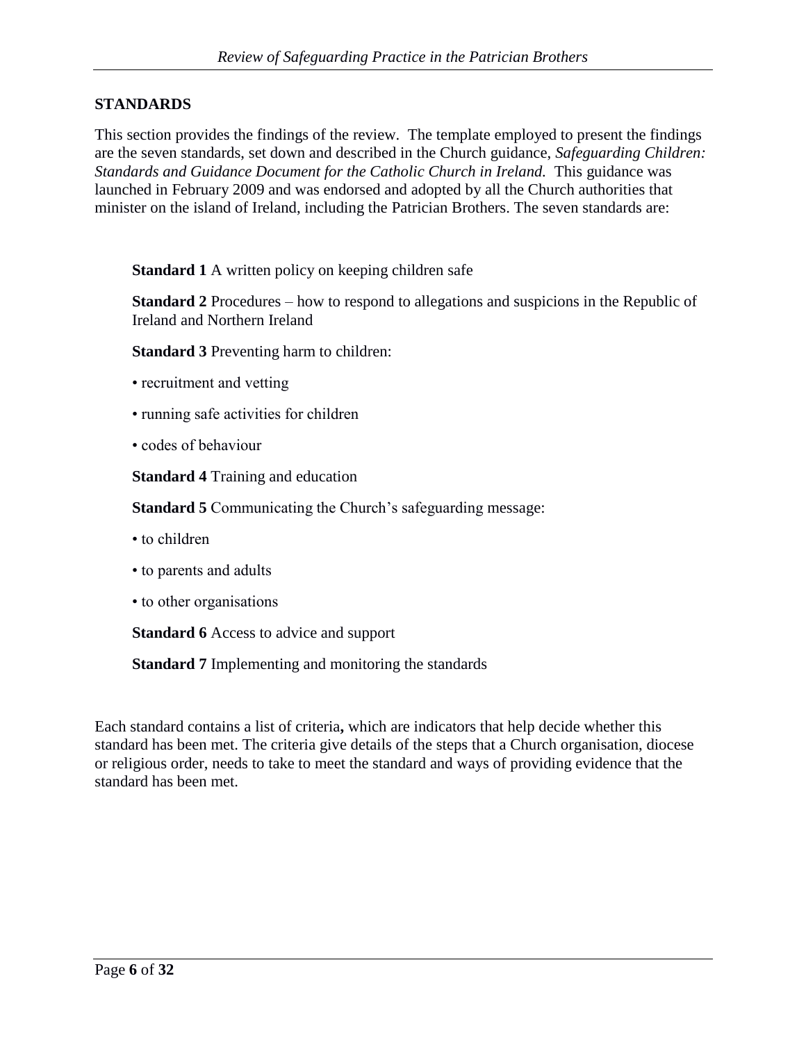## STANDARDS

This section provides the findings of the review. The template employed to present the findings are the seven standards, set down and described in the Church guidance, *Safeguarding Children: Standards and Guidance Document for the Catholic Church in Ireland.* This guidance was launched in February 2009 and was endorsed and adopted by all the Church authorities that minister on the island of Ireland, including the Patrician Brothers. The seven standards are:

**Standard 1** A written policy on keeping children safe

**Standard 2** Procedures – how to respond to allegations and suspicions in the Republic of Ireland and Northern Ireland

**Standard 3** Preventing harm to children:

- recruitment and vetting
- running safe activities for children
- codes of behaviour

**Standard 4** Training and education

**Standard 5** Communicating the Church's safeguarding message:

- to children
- to parents and adults
- to other organisations

**Standard 6** Access to advice and support

**Standard 7** Implementing and monitoring the standards

Each standard contains a list of criteria**,** which are indicators that help decide whether this standard has been met. The criteria give details of the steps that a Church organisation, diocese or religious order, needs to take to meet the standard and ways of providing evidence that the standard has been met.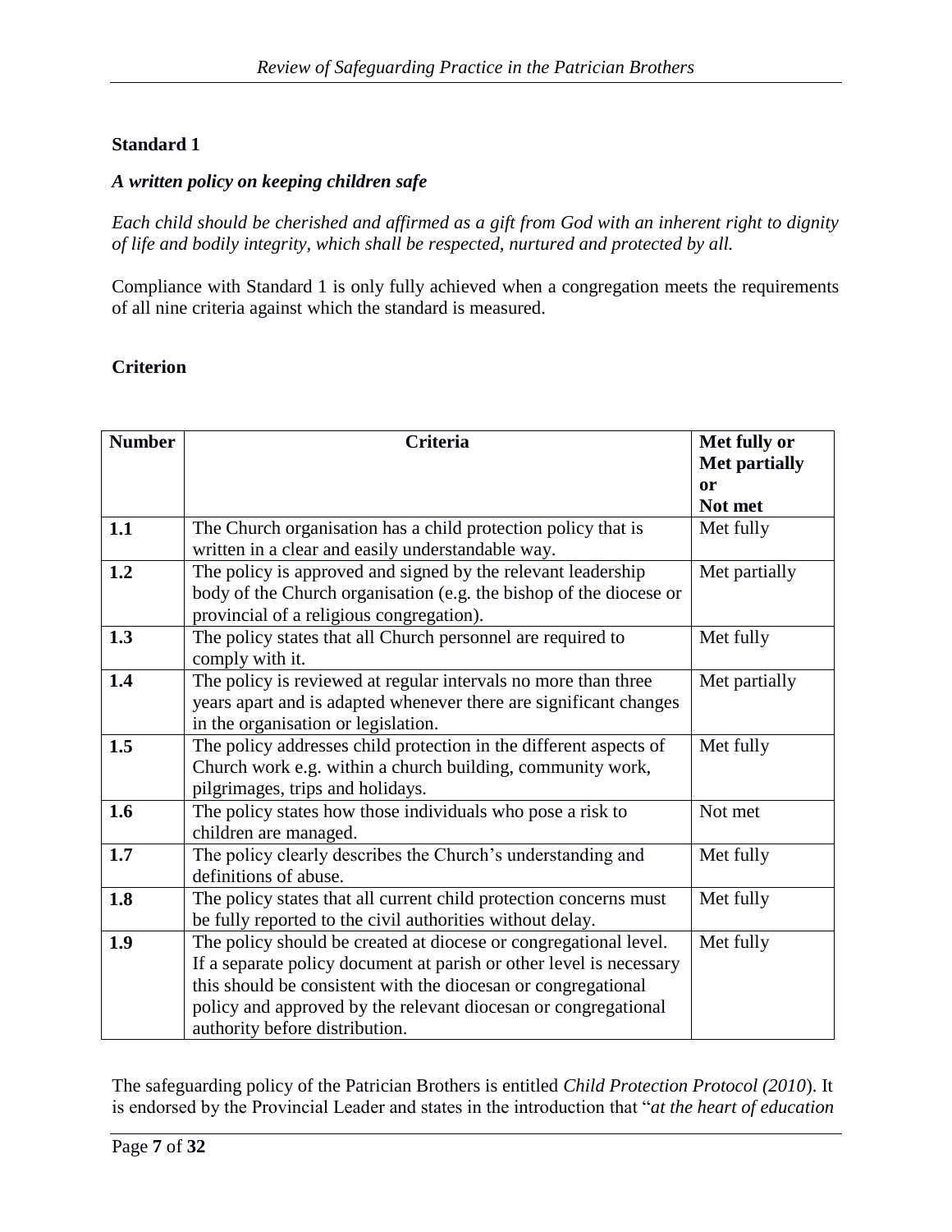**Standard 1**

***A written policy on keeping children safe***

*Each child should be cherished and affirmed as a gift from God with an inherent right to dignity of life and bodily integrity, which shall be respected, nurtured and protected by all.*

Compliance with Standard 1 is only fully achieved when a congregation meets the requirements of all nine criteria against which the standard is measured.

**Criterion**

| Number | Criteria | Met fully or Met partially or Not met |
|---|---|---|
| **1.1** | The Church organisation has a child protection policy that is written in a clear and easily understandable way. | Met fully |
| **1.2** | The policy is approved and signed by the relevant leadership body of the Church organisation (e.g. the bishop of the diocese or provincial of a religious congregation). | Met partially |
| **1.3** | The policy states that all Church personnel are required to comply with it. | Met fully |
| **1.4** | The policy is reviewed at regular intervals no more than three years apart and is adapted whenever there are significant changes in the organisation or legislation. | Met partially |
| **1.5** | The policy addresses child protection in the different aspects of Church work e.g. within a church building, community work, pilgrimages, trips and holidays. | Met fully |
| **1.6** | The policy states how those individuals who pose a risk to children are managed. | Not met |
| **1.7** | The policy clearly describes the Church's understanding and definitions of abuse. | Met fully |
| **1.8** | The policy states that all current child protection concerns must be fully reported to the civil authorities without delay. | Met fully |
| **1.9** | The policy should be created at diocese or congregational level. If a separate policy document at parish or other level is necessary this should be consistent with the diocesan or congregational policy and approved by the relevant diocesan or congregational authority before distribution. | Met fully |

The safeguarding policy of the Patrician Brothers is entitled *Child Protection Protocol (2010)*. It is endorsed by the Provincial Leader and states in the introduction that "*at the heart of education*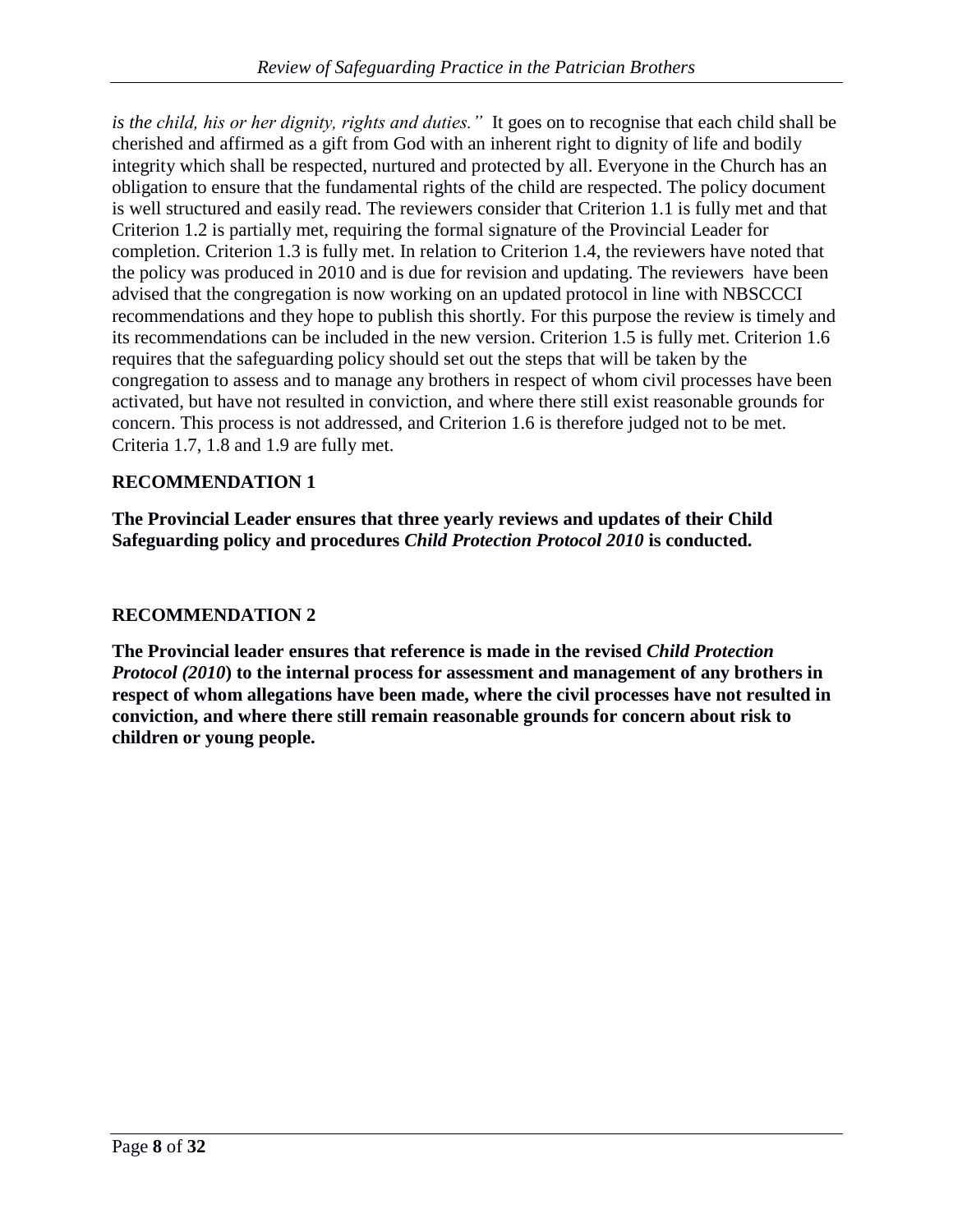*is the child, his or her dignity, rights and duties."* It goes on to recognise that each child shall be cherished and affirmed as a gift from God with an inherent right to dignity of life and bodily integrity which shall be respected, nurtured and protected by all. Everyone in the Church has an obligation to ensure that the fundamental rights of the child are respected. The policy document is well structured and easily read. The reviewers consider that Criterion 1.1 is fully met and that Criterion 1.2 is partially met, requiring the formal signature of the Provincial Leader for completion. Criterion 1.3 is fully met. In relation to Criterion 1.4, the reviewers have noted that the policy was produced in 2010 and is due for revision and updating. The reviewers have been advised that the congregation is now working on an updated protocol in line with NBSCCCI recommendations and they hope to publish this shortly. For this purpose the review is timely and its recommendations can be included in the new version. Criterion 1.5 is fully met. Criterion 1.6 requires that the safeguarding policy should set out the steps that will be taken by the congregation to assess and to manage any brothers in respect of whom civil processes have been activated, but have not resulted in conviction, and where there still exist reasonable grounds for concern. This process is not addressed, and Criterion 1.6 is therefore judged not to be met. Criteria 1.7, 1.8 and 1.9 are fully met.

**RECOMMENDATION 1**

**The Provincial Leader ensures that three yearly reviews and updates of their Child Safeguarding policy and procedures *Child Protection Protocol 2010* is conducted.**

**RECOMMENDATION 2**

**The Provincial leader ensures that reference is made in the revised *Child Protection Protocol (2010*) to the internal process for assessment and management of any brothers in respect of whom allegations have been made, where the civil processes have not resulted in conviction, and where there still remain reasonable grounds for concern about risk to children or young people.**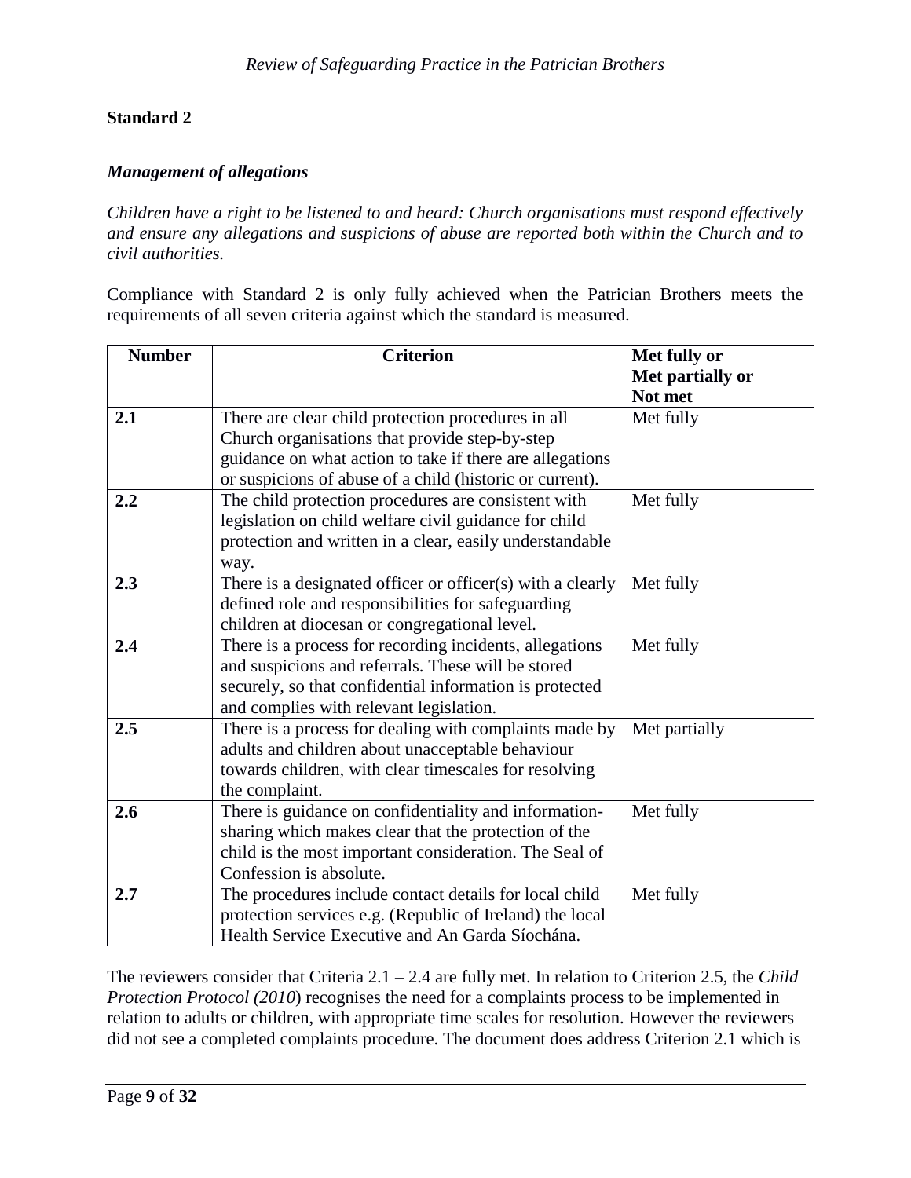## Standard 2

### *Management of allegations*

*Children have a right to be listened to and heard: Church organisations must respond effectively and ensure any allegations and suspicions of abuse are reported both within the Church and to civil authorities.*

Compliance with Standard 2 is only fully achieved when the Patrician Brothers meets the requirements of all seven criteria against which the standard is measured.

| Number | Criterion | Met fully or Met partially or Not met |
|---|---|---|
| **2.1** | There are clear child protection procedures in all Church organisations that provide step-by-step guidance on what action to take if there are allegations or suspicions of abuse of a child (historic or current). | Met fully |
| **2.2** | The child protection procedures are consistent with legislation on child welfare civil guidance for child protection and written in a clear, easily understandable way. | Met fully |
| **2.3** | There is a designated officer or officer(s) with a clearly defined role and responsibilities for safeguarding children at diocesan or congregational level. | Met fully |
| **2.4** | There is a process for recording incidents, allegations and suspicions and referrals. These will be stored securely, so that confidential information is protected and complies with relevant legislation. | Met fully |
| **2.5** | There is a process for dealing with complaints made by adults and children about unacceptable behaviour towards children, with clear timescales for resolving the complaint. | Met partially |
| **2.6** | There is guidance on confidentiality and information-sharing which makes clear that the protection of the child is the most important consideration. The Seal of Confession is absolute. | Met fully |
| **2.7** | The procedures include contact details for local child protection services e.g. (Republic of Ireland) the local Health Service Executive and An Garda Síochána. | Met fully |

The reviewers consider that Criteria 2.1 – 2.4 are fully met. In relation to Criterion 2.5, the *Child Protection Protocol (2010*) recognises the need for a complaints process to be implemented in relation to adults or children, with appropriate time scales for resolution. However the reviewers did not see a completed complaints procedure. The document does address Criterion 2.1 which is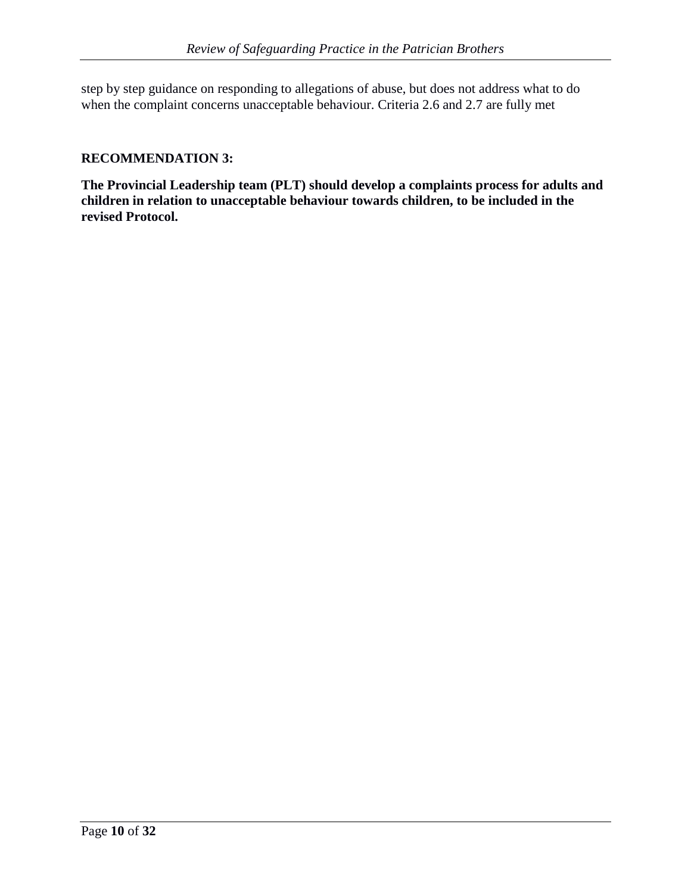step by step guidance on responding to allegations of abuse, but does not address what to do when the complaint concerns unacceptable behaviour. Criteria 2.6 and 2.7 are fully met

**RECOMMENDATION 3:**

**The Provincial Leadership team (PLT) should develop a complaints process for adults and children in relation to unacceptable behaviour towards children, to be included in the revised Protocol.**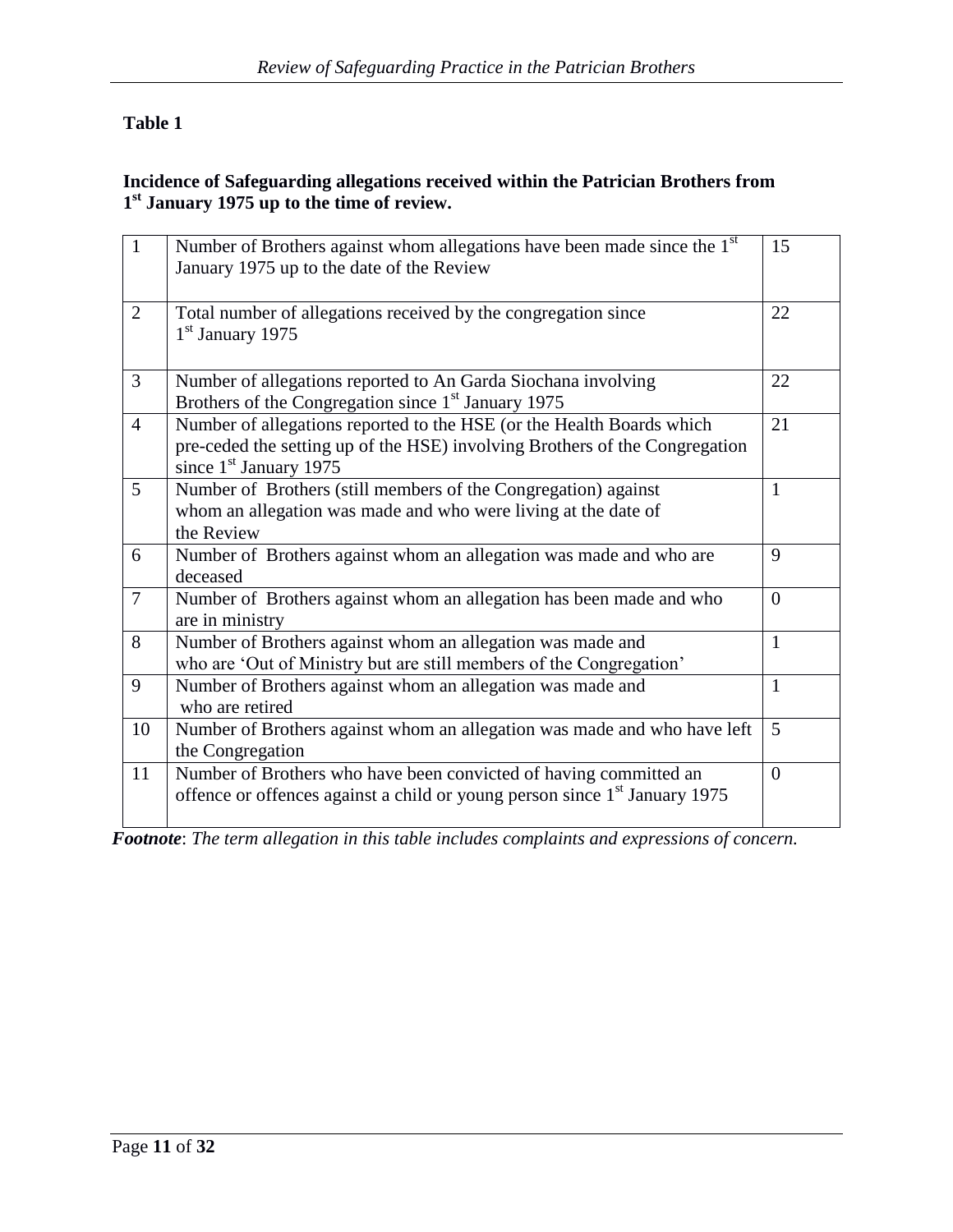**Table 1**

**Incidence of Safeguarding allegations received within the Patrician Brothers from 1st January 1975 up to the time of review.**

| | | |
|---|---|---|
| 1 | Number of Brothers against whom allegations have been made since the 1st January 1975 up to the date of the Review | 15 |
| 2 | Total number of allegations received by the congregation since 1st January 1975 | 22 |
| 3 | Number of allegations reported to An Garda Siochana involving Brothers of the Congregation since 1st January 1975 | 22 |
| 4 | Number of allegations reported to the HSE (or the Health Boards which pre-ceded the setting up of the HSE) involving Brothers of the Congregation since 1st January 1975 | 21 |
| 5 | Number of Brothers (still members of the Congregation) against whom an allegation was made and who were living at the date of the Review | 1 |
| 6 | Number of Brothers against whom an allegation was made and who are deceased | 9 |
| 7 | Number of Brothers against whom an allegation has been made and who are in ministry | 0 |
| 8 | Number of Brothers against whom an allegation was made and who are 'Out of Ministry but are still members of the Congregation' | 1 |
| 9 | Number of Brothers against whom an allegation was made and who are retired | 1 |
| 10 | Number of Brothers against whom an allegation was made and who have left the Congregation | 5 |
| 11 | Number of Brothers who have been convicted of having committed an offence or offences against a child or young person since 1st January 1975 | 0 |

***Footnote***: *The term allegation in this table includes complaints and expressions of concern.*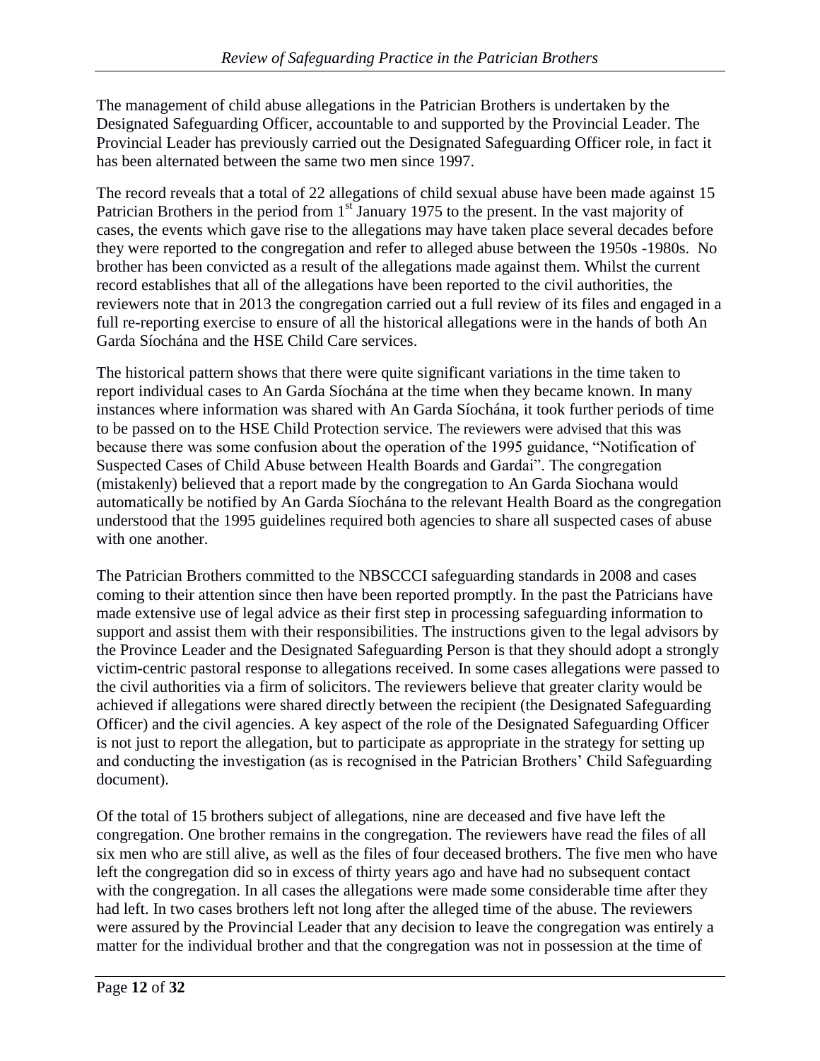The management of child abuse allegations in the Patrician Brothers is undertaken by the Designated Safeguarding Officer, accountable to and supported by the Provincial Leader. The Provincial Leader has previously carried out the Designated Safeguarding Officer role, in fact it has been alternated between the same two men since 1997.

The record reveals that a total of 22 allegations of child sexual abuse have been made against 15 Patrician Brothers in the period from 1st January 1975 to the present. In the vast majority of cases, the events which gave rise to the allegations may have taken place several decades before they were reported to the congregation and refer to alleged abuse between the 1950s -1980s. No brother has been convicted as a result of the allegations made against them. Whilst the current record establishes that all of the allegations have been reported to the civil authorities, the reviewers note that in 2013 the congregation carried out a full review of its files and engaged in a full re-reporting exercise to ensure of all the historical allegations were in the hands of both An Garda Síochána and the HSE Child Care services.

The historical pattern shows that there were quite significant variations in the time taken to report individual cases to An Garda Síochána at the time when they became known. In many instances where information was shared with An Garda Síochána, it took further periods of time to be passed on to the HSE Child Protection service. The reviewers were advised that this was because there was some confusion about the operation of the 1995 guidance, "Notification of Suspected Cases of Child Abuse between Health Boards and Gardai". The congregation (mistakenly) believed that a report made by the congregation to An Garda Siochana would automatically be notified by An Garda Síochána to the relevant Health Board as the congregation understood that the 1995 guidelines required both agencies to share all suspected cases of abuse with one another.

The Patrician Brothers committed to the NBSCCCI safeguarding standards in 2008 and cases coming to their attention since then have been reported promptly. In the past the Patricians have made extensive use of legal advice as their first step in processing safeguarding information to support and assist them with their responsibilities. The instructions given to the legal advisors by the Province Leader and the Designated Safeguarding Person is that they should adopt a strongly victim-centric pastoral response to allegations received. In some cases allegations were passed to the civil authorities via a firm of solicitors. The reviewers believe that greater clarity would be achieved if allegations were shared directly between the recipient (the Designated Safeguarding Officer) and the civil agencies. A key aspect of the role of the Designated Safeguarding Officer is not just to report the allegation, but to participate as appropriate in the strategy for setting up and conducting the investigation (as is recognised in the Patrician Brothers' Child Safeguarding document).

Of the total of 15 brothers subject of allegations, nine are deceased and five have left the congregation. One brother remains in the congregation. The reviewers have read the files of all six men who are still alive, as well as the files of four deceased brothers. The five men who have left the congregation did so in excess of thirty years ago and have had no subsequent contact with the congregation. In all cases the allegations were made some considerable time after they had left. In two cases brothers left not long after the alleged time of the abuse. The reviewers were assured by the Provincial Leader that any decision to leave the congregation was entirely a matter for the individual brother and that the congregation was not in possession at the time of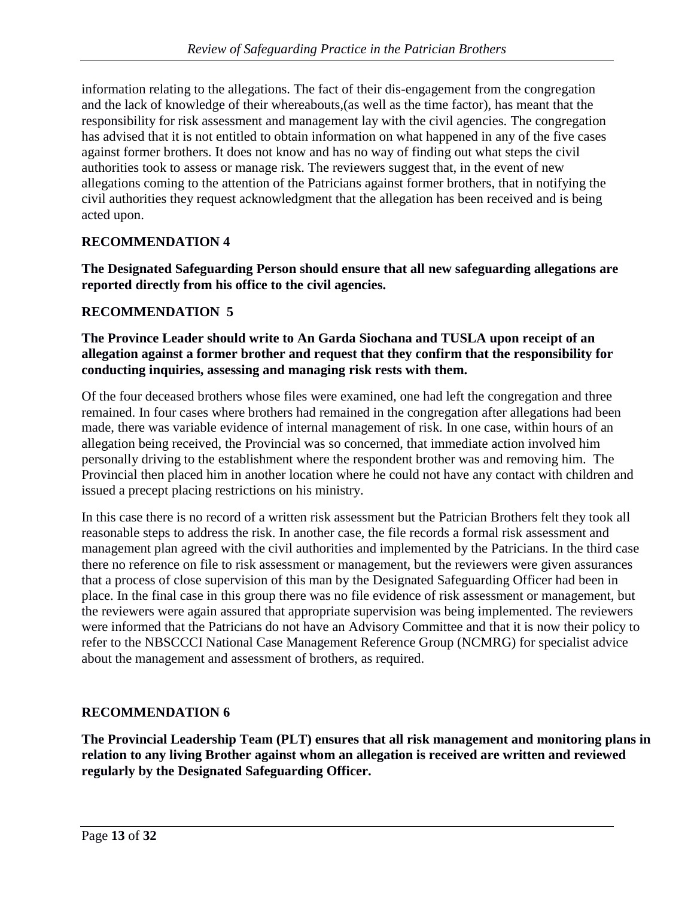information relating to the allegations. The fact of their dis-engagement from the congregation and the lack of knowledge of their whereabouts,(as well as the time factor), has meant that the responsibility for risk assessment and management lay with the civil agencies. The congregation has advised that it is not entitled to obtain information on what happened in any of the five cases against former brothers. It does not know and has no way of finding out what steps the civil authorities took to assess or manage risk. The reviewers suggest that, in the event of new allegations coming to the attention of the Patricians against former brothers, that in notifying the civil authorities they request acknowledgment that the allegation has been received and is being acted upon.

**RECOMMENDATION 4**

**The Designated Safeguarding Person should ensure that all new safeguarding allegations are reported directly from his office to the civil agencies.**

**RECOMMENDATION 5**

**The Province Leader should write to An Garda Siochana and TUSLA upon receipt of an allegation against a former brother and request that they confirm that the responsibility for conducting inquiries, assessing and managing risk rests with them.**

Of the four deceased brothers whose files were examined, one had left the congregation and three remained. In four cases where brothers had remained in the congregation after allegations had been made, there was variable evidence of internal management of risk. In one case, within hours of an allegation being received, the Provincial was so concerned, that immediate action involved him personally driving to the establishment where the respondent brother was and removing him. The Provincial then placed him in another location where he could not have any contact with children and issued a precept placing restrictions on his ministry.

In this case there is no record of a written risk assessment but the Patrician Brothers felt they took all reasonable steps to address the risk. In another case, the file records a formal risk assessment and management plan agreed with the civil authorities and implemented by the Patricians. In the third case there no reference on file to risk assessment or management, but the reviewers were given assurances that a process of close supervision of this man by the Designated Safeguarding Officer had been in place. In the final case in this group there was no file evidence of risk assessment or management, but the reviewers were again assured that appropriate supervision was being implemented. The reviewers were informed that the Patricians do not have an Advisory Committee and that it is now their policy to refer to the NBSCCCI National Case Management Reference Group (NCMRG) for specialist advice about the management and assessment of brothers, as required.

**RECOMMENDATION 6**

**The Provincial Leadership Team (PLT) ensures that all risk management and monitoring plans in relation to any living Brother against whom an allegation is received are written and reviewed regularly by the Designated Safeguarding Officer.**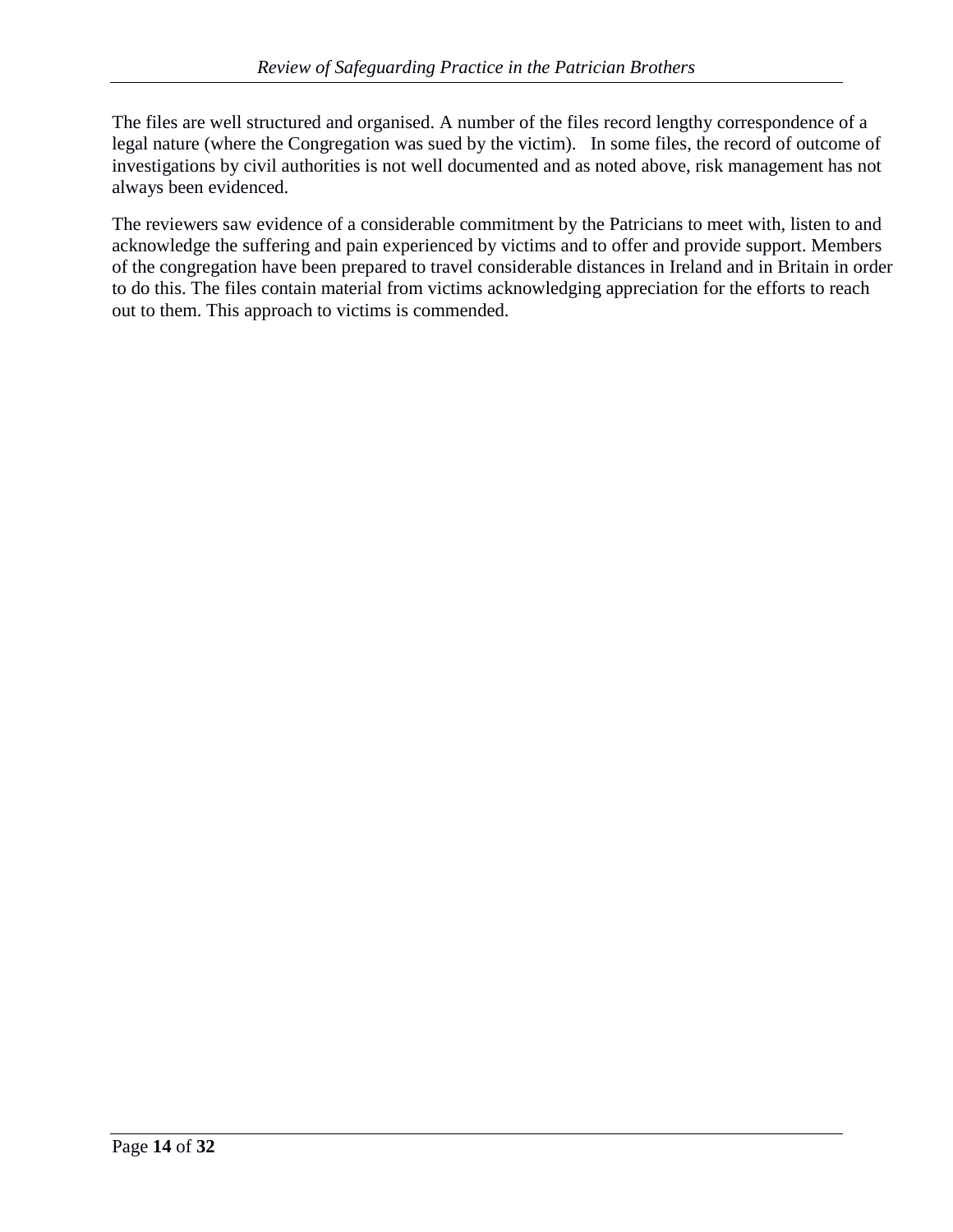The files are well structured and organised. A number of the files record lengthy correspondence of a legal nature (where the Congregation was sued by the victim). In some files, the record of outcome of investigations by civil authorities is not well documented and as noted above, risk management has not always been evidenced.

The reviewers saw evidence of a considerable commitment by the Patricians to meet with, listen to and acknowledge the suffering and pain experienced by victims and to offer and provide support. Members of the congregation have been prepared to travel considerable distances in Ireland and in Britain in order to do this. The files contain material from victims acknowledging appreciation for the efforts to reach out to them. This approach to victims is commended.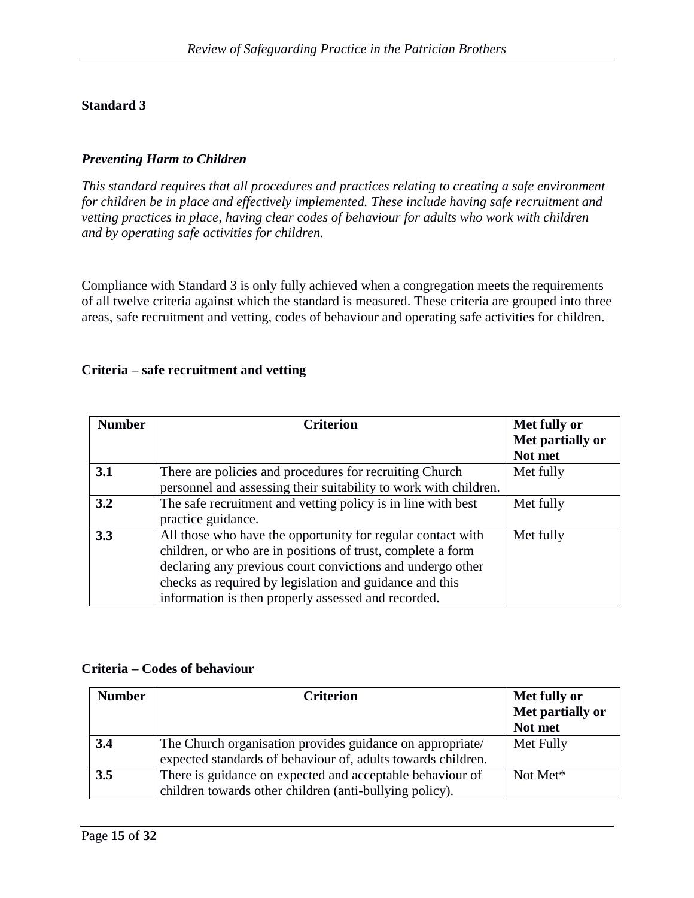## Standard 3

### *Preventing Harm to Children*

*This standard requires that all procedures and practices relating to creating a safe environment for children be in place and effectively implemented. These include having safe recruitment and vetting practices in place, having clear codes of behaviour for adults who work with children and by operating safe activities for children.*

Compliance with Standard 3 is only fully achieved when a congregation meets the requirements of all twelve criteria against which the standard is measured. These criteria are grouped into three areas, safe recruitment and vetting, codes of behaviour and operating safe activities for children.

**Criteria – safe recruitment and vetting**

| Number | Criterion | Met fully or Met partially or Not met |
|---|---|---|
| **3.1** | There are policies and procedures for recruiting Church personnel and assessing their suitability to work with children. | Met fully |
| **3.2** | The safe recruitment and vetting policy is in line with best practice guidance. | Met fully |
| **3.3** | All those who have the opportunity for regular contact with children, or who are in positions of trust, complete a form declaring any previous court convictions and undergo other checks as required by legislation and guidance and this information is then properly assessed and recorded. | Met fully |

**Criteria – Codes of behaviour**

| Number | Criterion | Met fully or Met partially or Not met |
|---|---|---|
| **3.4** | The Church organisation provides guidance on appropriate/ expected standards of behaviour of, adults towards children. | Met Fully |
| **3.5** | There is guidance on expected and acceptable behaviour of children towards other children (anti-bullying policy). | Not Met* |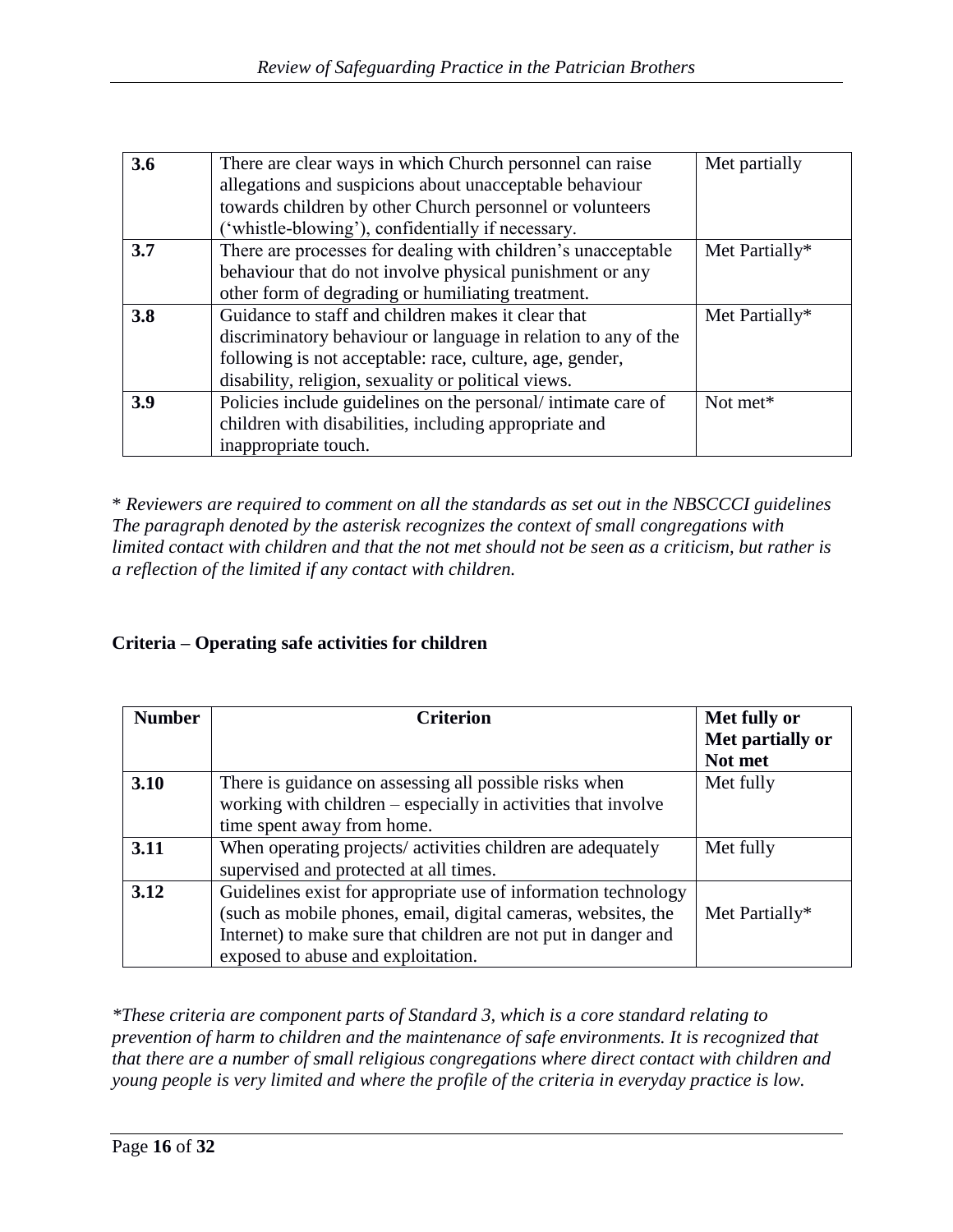| 3.6 | There are clear ways in which Church personnel can raise allegations and suspicions about unacceptable behaviour towards children by other Church personnel or volunteers ('whistle-blowing'), confidentially if necessary. | Met partially |
|---|---|---|
| **3.7** | There are processes for dealing with children's unacceptable behaviour that do not involve physical punishment or any other form of degrading or humiliating treatment. | Met Partially* |
| **3.8** | Guidance to staff and children makes it clear that discriminatory behaviour or language in relation to any of the following is not acceptable: race, culture, age, gender, disability, religion, sexuality or political views. | Met Partially* |
| **3.9** | Policies include guidelines on the personal/ intimate care of children with disabilities, including appropriate and inappropriate touch. | Not met* |

\* *Reviewers are required to comment on all the standards as set out in the NBSCCCI guidelines The paragraph denoted by the asterisk recognizes the context of small congregations with limited contact with children and that the not met should not be seen as a criticism, but rather is a reflection of the limited if any contact with children.*

**Criteria – Operating safe activities for children**

| Number | Criterion | Met fully or Met partially or Not met |
|---|---|---|
| **3.10** | There is guidance on assessing all possible risks when working with children – especially in activities that involve time spent away from home. | Met fully |
| **3.11** | When operating projects/ activities children are adequately supervised and protected at all times. | Met fully |
| **3.12** | Guidelines exist for appropriate use of information technology (such as mobile phones, email, digital cameras, websites, the Internet) to make sure that children are not put in danger and exposed to abuse and exploitation. | Met Partially* |

*\*These criteria are component parts of Standard 3, which is a core standard relating to prevention of harm to children and the maintenance of safe environments. It is recognized that that there are a number of small religious congregations where direct contact with children and young people is very limited and where the profile of the criteria in everyday practice is low.*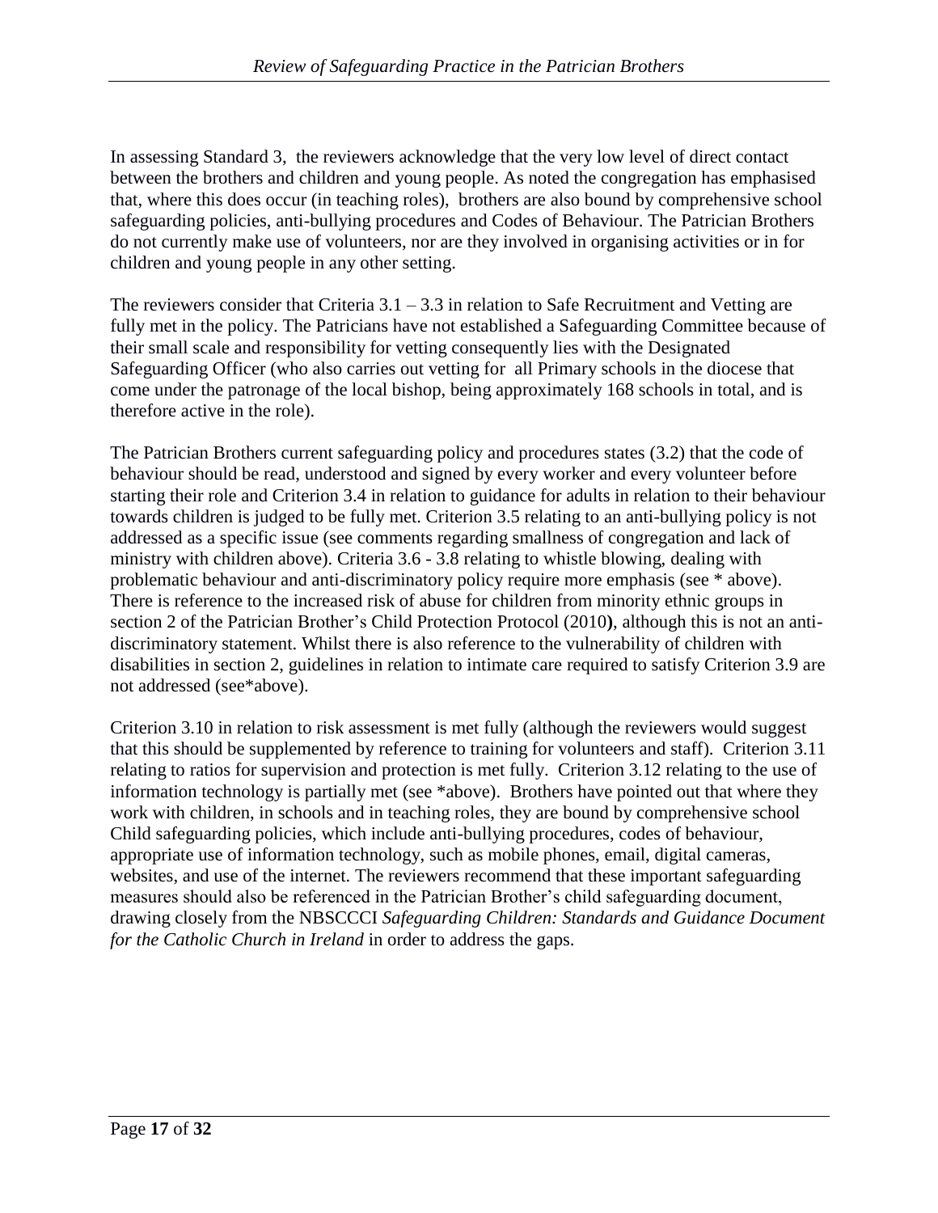In assessing Standard 3, the reviewers acknowledge that the very low level of direct contact between the brothers and children and young people. As noted the congregation has emphasised that, where this does occur (in teaching roles), brothers are also bound by comprehensive school safeguarding policies, anti-bullying procedures and Codes of Behaviour. The Patrician Brothers do not currently make use of volunteers, nor are they involved in organising activities or in for children and young people in any other setting.

The reviewers consider that Criteria 3.1 – 3.3 in relation to Safe Recruitment and Vetting are fully met in the policy. The Patricians have not established a Safeguarding Committee because of their small scale and responsibility for vetting consequently lies with the Designated Safeguarding Officer (who also carries out vetting for all Primary schools in the diocese that come under the patronage of the local bishop, being approximately 168 schools in total, and is therefore active in the role).

The Patrician Brothers current safeguarding policy and procedures states (3.2) that the code of behaviour should be read, understood and signed by every worker and every volunteer before starting their role and Criterion 3.4 in relation to guidance for adults in relation to their behaviour towards children is judged to be fully met. Criterion 3.5 relating to an anti-bullying policy is not addressed as a specific issue (see comments regarding smallness of congregation and lack of ministry with children above). Criteria 3.6 - 3.8 relating to whistle blowing, dealing with problematic behaviour and anti-discriminatory policy require more emphasis (see * above). There is reference to the increased risk of abuse for children from minority ethnic groups in section 2 of the Patrician Brother's Child Protection Protocol (2010**)**, although this is not an anti-discriminatory statement. Whilst there is also reference to the vulnerability of children with disabilities in section 2, guidelines in relation to intimate care required to satisfy Criterion 3.9 are not addressed (see*above).

Criterion 3.10 in relation to risk assessment is met fully (although the reviewers would suggest that this should be supplemented by reference to training for volunteers and staff). Criterion 3.11 relating to ratios for supervision and protection is met fully. Criterion 3.12 relating to the use of information technology is partially met (see *above). Brothers have pointed out that where they work with children, in schools and in teaching roles, they are bound by comprehensive school Child safeguarding policies, which include anti-bullying procedures, codes of behaviour, appropriate use of information technology, such as mobile phones, email, digital cameras, websites, and use of the internet. The reviewers recommend that these important safeguarding measures should also be referenced in the Patrician Brother's child safeguarding document, drawing closely from the NBSCCCI *Safeguarding Children: Standards and Guidance Document for the Catholic Church in Ireland* in order to address the gaps.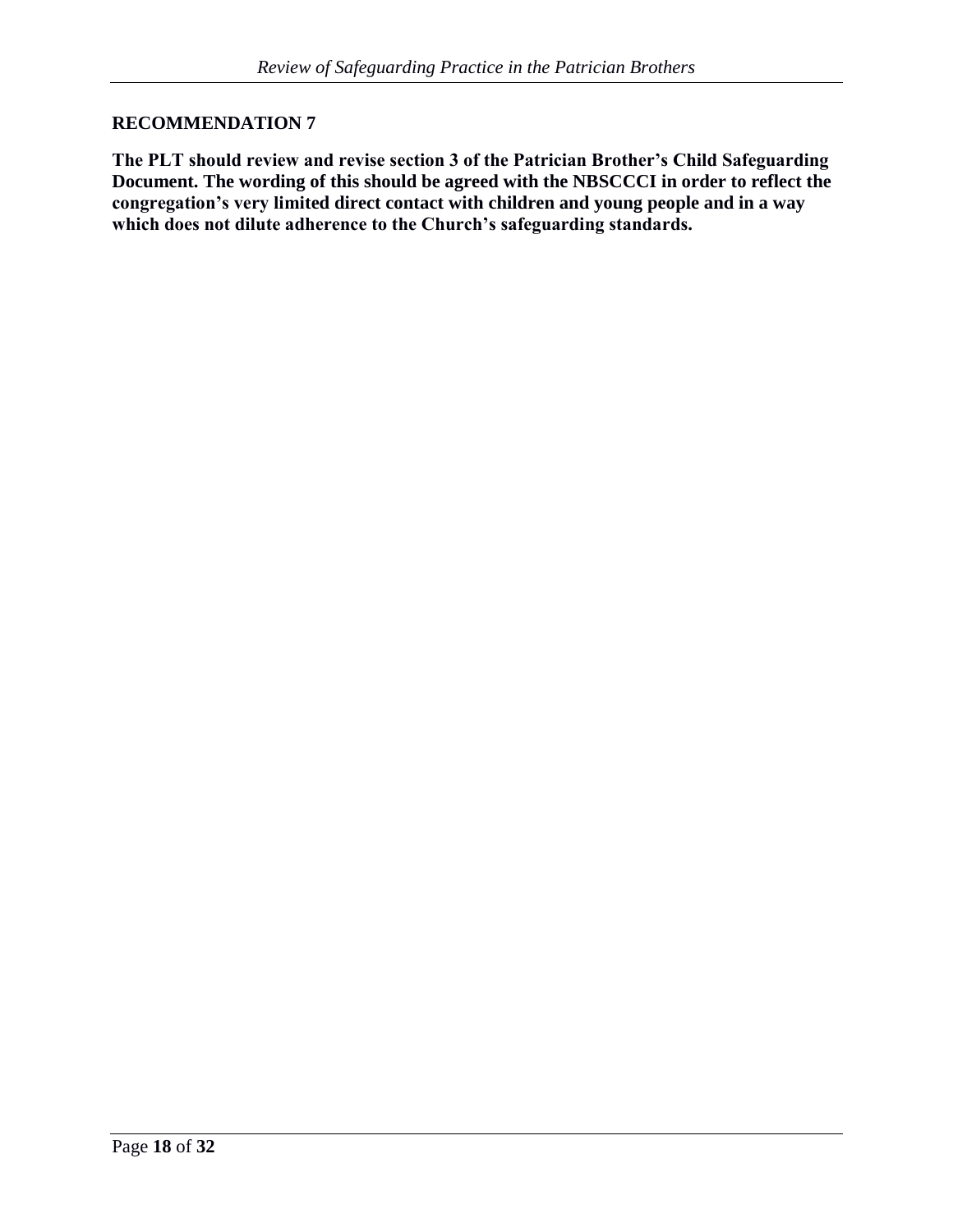**RECOMMENDATION 7**

**The PLT should review and revise section 3 of the Patrician Brother's Child Safeguarding Document. The wording of this should be agreed with the NBSCCCI in order to reflect the congregation's very limited direct contact with children and young people and in a way which does not dilute adherence to the Church's safeguarding standards.**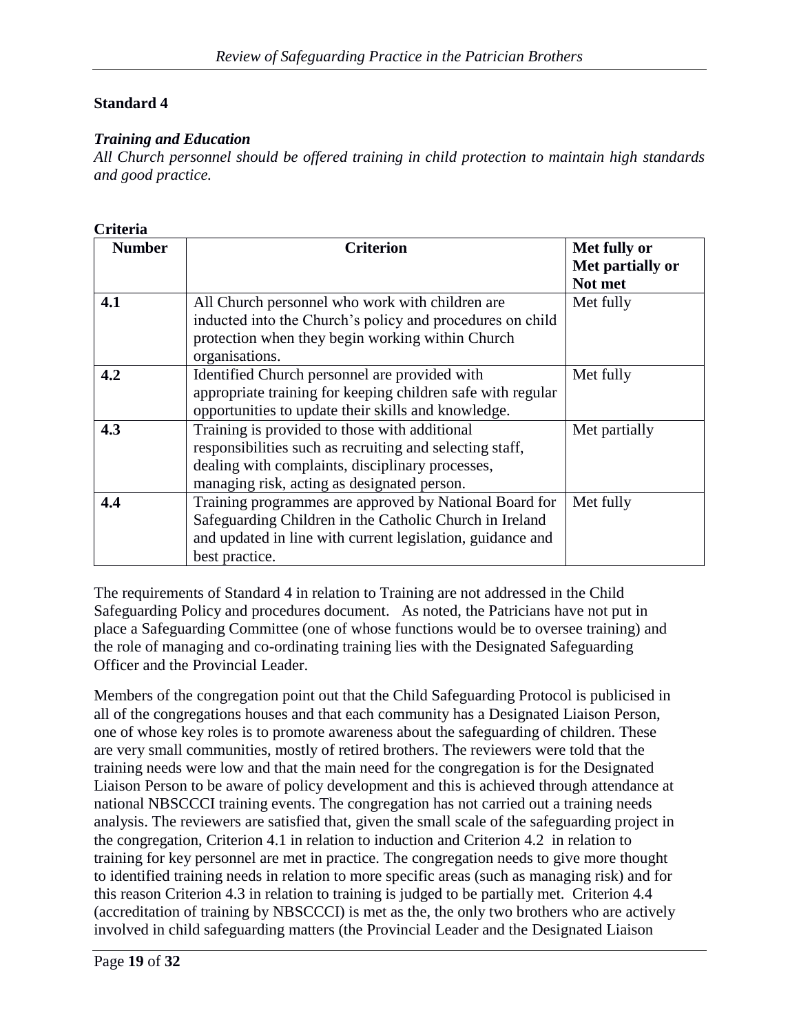## Standard 4

***Training and Education***

*All Church personnel should be offered training in child protection to maintain high standards and good practice.*

**Criteria**

| Number | Criterion | Met fully or Met partially or Not met |
|---|---|---|
| **4.1** | All Church personnel who work with children are inducted into the Church's policy and procedures on child protection when they begin working within Church organisations. | Met fully |
| **4.2** | Identified Church personnel are provided with appropriate training for keeping children safe with regular opportunities to update their skills and knowledge. | Met fully |
| **4.3** | Training is provided to those with additional responsibilities such as recruiting and selecting staff, dealing with complaints, disciplinary processes, managing risk, acting as designated person. | Met partially |
| **4.4** | Training programmes are approved by National Board for Safeguarding Children in the Catholic Church in Ireland and updated in line with current legislation, guidance and best practice. | Met fully |

The requirements of Standard 4 in relation to Training are not addressed in the Child Safeguarding Policy and procedures document. As noted, the Patricians have not put in place a Safeguarding Committee (one of whose functions would be to oversee training) and the role of managing and co-ordinating training lies with the Designated Safeguarding Officer and the Provincial Leader.

Members of the congregation point out that the Child Safeguarding Protocol is publicised in all of the congregations houses and that each community has a Designated Liaison Person, one of whose key roles is to promote awareness about the safeguarding of children. These are very small communities, mostly of retired brothers. The reviewers were told that the training needs were low and that the main need for the congregation is for the Designated Liaison Person to be aware of policy development and this is achieved through attendance at national NBSCCCI training events. The congregation has not carried out a training needs analysis. The reviewers are satisfied that, given the small scale of the safeguarding project in the congregation, Criterion 4.1 in relation to induction and Criterion 4.2 in relation to training for key personnel are met in practice. The congregation needs to give more thought to identified training needs in relation to more specific areas (such as managing risk) and for this reason Criterion 4.3 in relation to training is judged to be partially met. Criterion 4.4 (accreditation of training by NBSCCCI) is met as the, the only two brothers who are actively involved in child safeguarding matters (the Provincial Leader and the Designated Liaison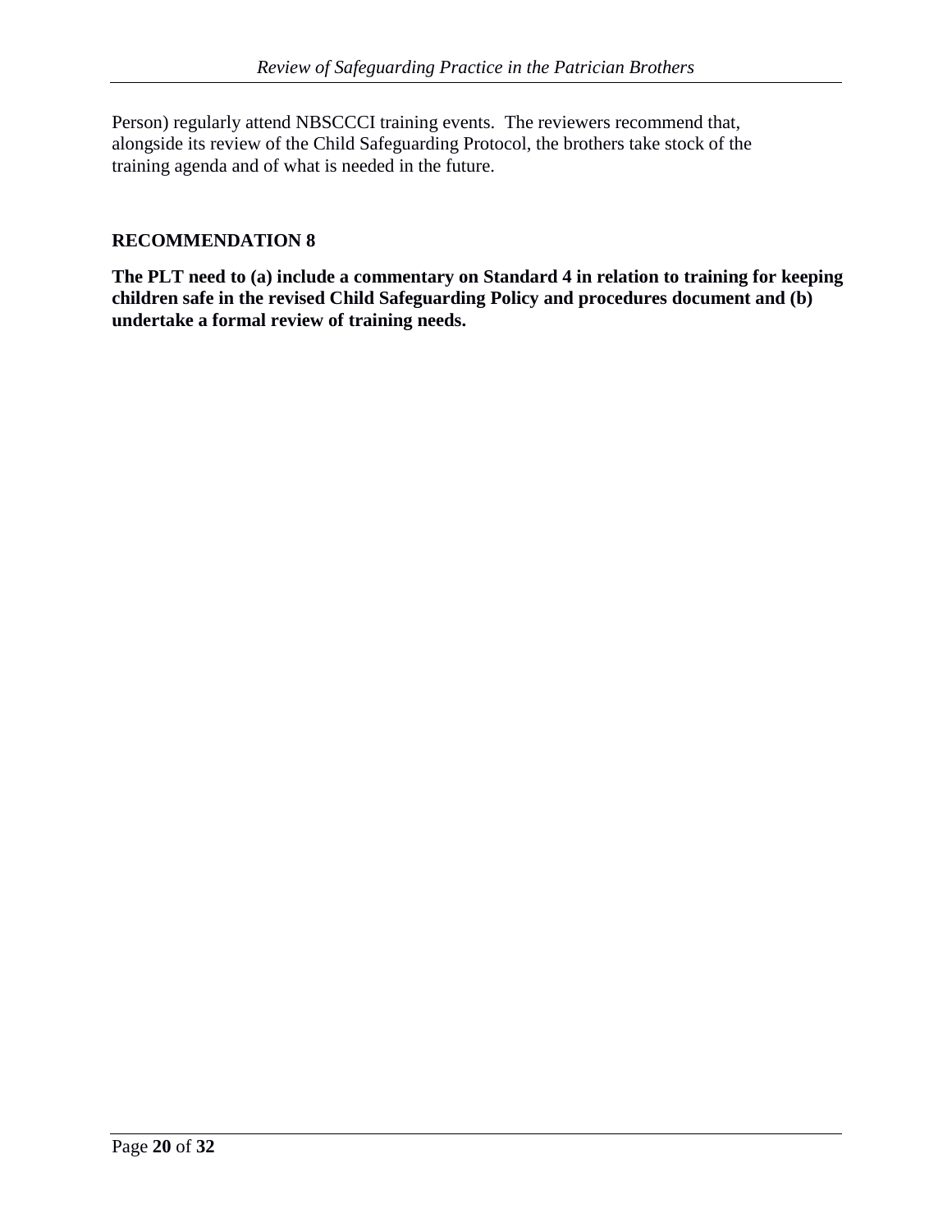Person) regularly attend NBSCCCI training events. The reviewers recommend that, alongside its review of the Child Safeguarding Protocol, the brothers take stock of the training agenda and of what is needed in the future.

### RECOMMENDATION 8

**The PLT need to (a) include a commentary on Standard 4 in relation to training for keeping children safe in the revised Child Safeguarding Policy and procedures document and (b) undertake a formal review of training needs.**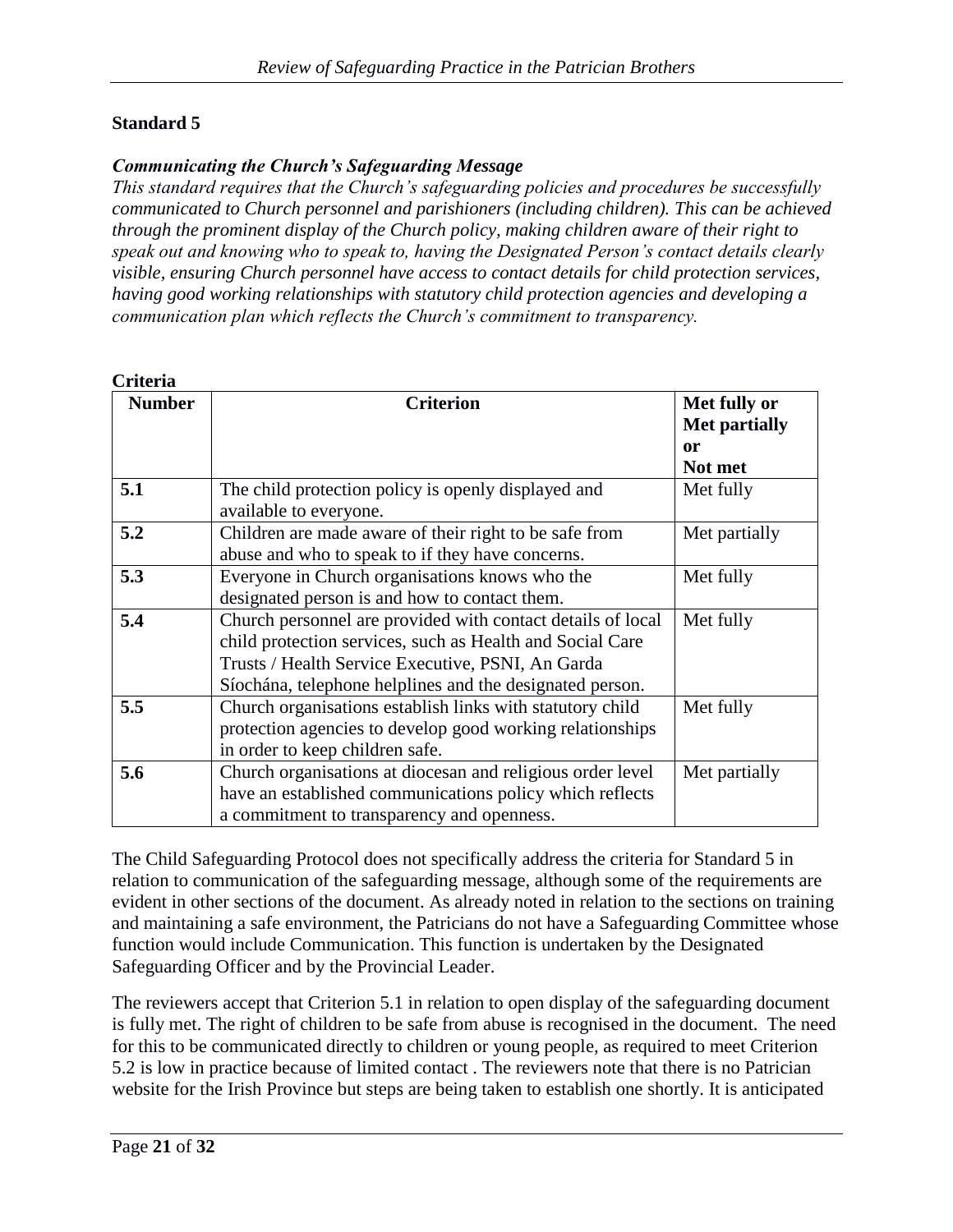## Standard 5

***Communicating the Church's Safeguarding Message***

*This standard requires that the Church's safeguarding policies and procedures be successfully communicated to Church personnel and parishioners (including children). This can be achieved through the prominent display of the Church policy, making children aware of their right to speak out and knowing who to speak to, having the Designated Person's contact details clearly visible, ensuring Church personnel have access to contact details for child protection services, having good working relationships with statutory child protection agencies and developing a communication plan which reflects the Church's commitment to transparency.*

**Criteria**

| Number | Criterion | Met fully or Met partially or Not met |
|---|---|---|
| **5.1** | The child protection policy is openly displayed and available to everyone. | Met fully |
| **5.2** | Children are made aware of their right to be safe from abuse and who to speak to if they have concerns. | Met partially |
| **5.3** | Everyone in Church organisations knows who the designated person is and how to contact them. | Met fully |
| **5.4** | Church personnel are provided with contact details of local child protection services, such as Health and Social Care Trusts / Health Service Executive, PSNI, An Garda Síochána, telephone helplines and the designated person. | Met fully |
| **5.5** | Church organisations establish links with statutory child protection agencies to develop good working relationships in order to keep children safe. | Met fully |
| **5.6** | Church organisations at diocesan and religious order level have an established communications policy which reflects a commitment to transparency and openness. | Met partially |

The Child Safeguarding Protocol does not specifically address the criteria for Standard 5 in relation to communication of the safeguarding message, although some of the requirements are evident in other sections of the document. As already noted in relation to the sections on training and maintaining a safe environment, the Patricians do not have a Safeguarding Committee whose function would include Communication. This function is undertaken by the Designated Safeguarding Officer and by the Provincial Leader.

The reviewers accept that Criterion 5.1 in relation to open display of the safeguarding document is fully met. The right of children to be safe from abuse is recognised in the document. The need for this to be communicated directly to children or young people, as required to meet Criterion 5.2 is low in practice because of limited contact . The reviewers note that there is no Patrician website for the Irish Province but steps are being taken to establish one shortly. It is anticipated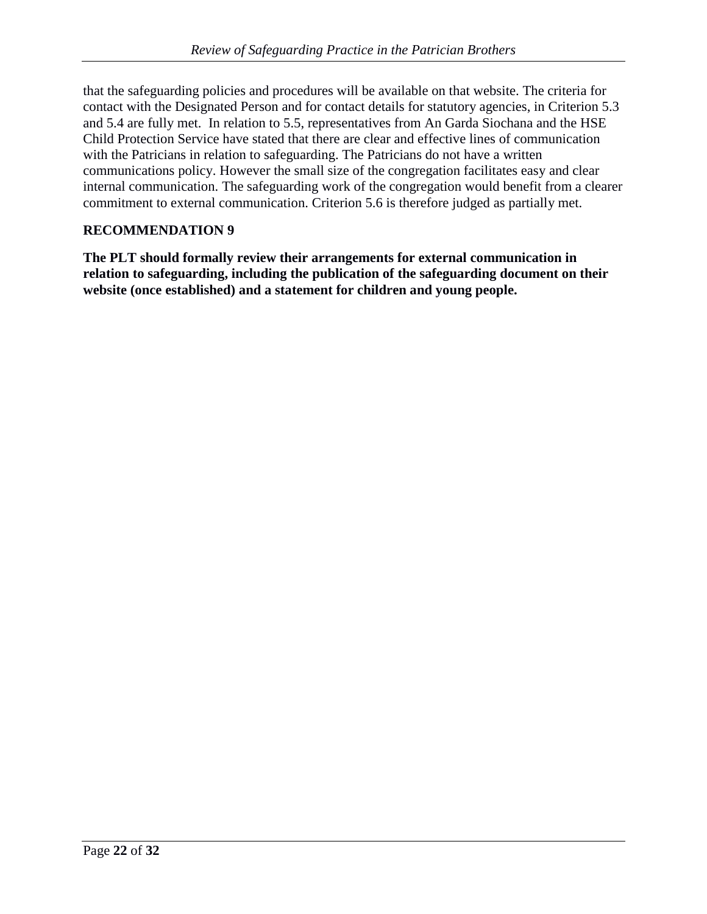that the safeguarding policies and procedures will be available on that website. The criteria for contact with the Designated Person and for contact details for statutory agencies, in Criterion 5.3 and 5.4 are fully met. In relation to 5.5, representatives from An Garda Siochana and the HSE Child Protection Service have stated that there are clear and effective lines of communication with the Patricians in relation to safeguarding. The Patricians do not have a written communications policy. However the small size of the congregation facilitates easy and clear internal communication. The safeguarding work of the congregation would benefit from a clearer commitment to external communication. Criterion 5.6 is therefore judged as partially met.

**RECOMMENDATION 9**

**The PLT should formally review their arrangements for external communication in relation to safeguarding, including the publication of the safeguarding document on their website (once established) and a statement for children and young people.**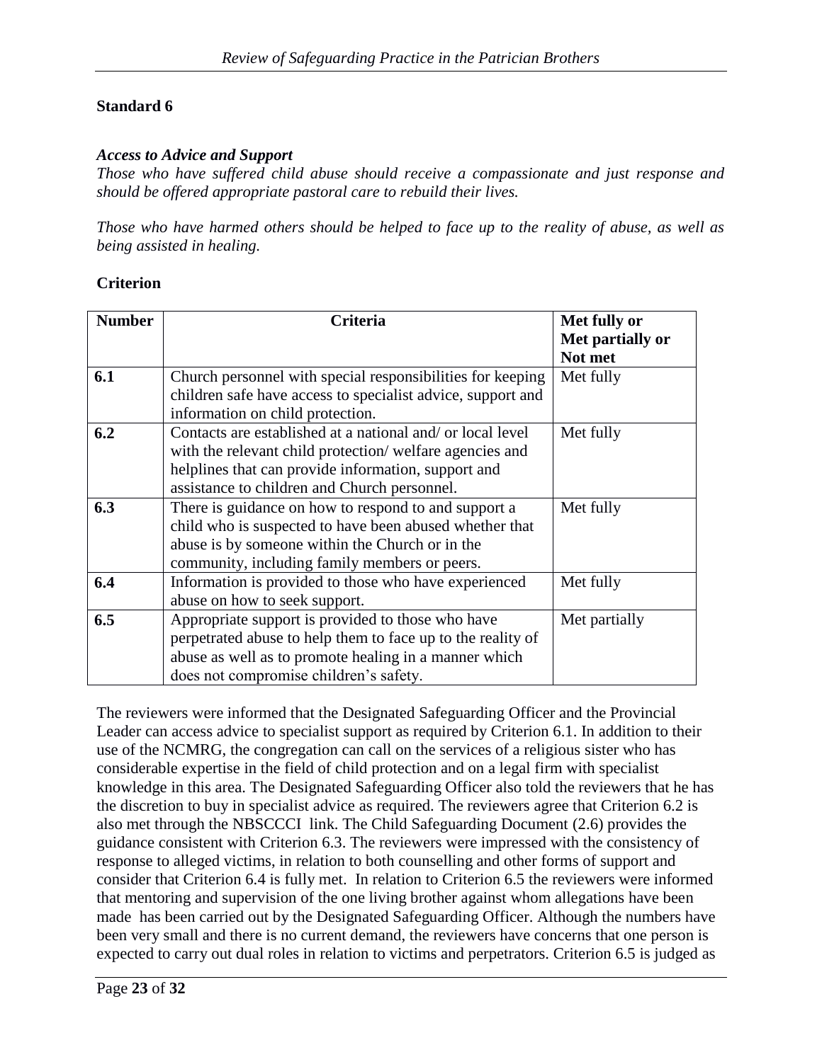**Standard 6**

***Access to Advice and Support***

*Those who have suffered child abuse should receive a compassionate and just response and should be offered appropriate pastoral care to rebuild their lives.*

*Those who have harmed others should be helped to face up to the reality of abuse, as well as being assisted in healing.*

**Criterion**

| Number | Criteria | Met fully or Met partially or Not met |
|---|---|---|
| **6.1** | Church personnel with special responsibilities for keeping children safe have access to specialist advice, support and information on child protection. | Met fully |
| **6.2** | Contacts are established at a national and/ or local level with the relevant child protection/ welfare agencies and helplines that can provide information, support and assistance to children and Church personnel. | Met fully |
| **6.3** | There is guidance on how to respond to and support a child who is suspected to have been abused whether that abuse is by someone within the Church or in the community, including family members or peers. | Met fully |
| **6.4** | Information is provided to those who have experienced abuse on how to seek support. | Met fully |
| **6.5** | Appropriate support is provided to those who have perpetrated abuse to help them to face up to the reality of abuse as well as to promote healing in a manner which does not compromise children's safety. | Met partially |

The reviewers were informed that the Designated Safeguarding Officer and the Provincial Leader can access advice to specialist support as required by Criterion 6.1. In addition to their use of the NCMRG, the congregation can call on the services of a religious sister who has considerable expertise in the field of child protection and on a legal firm with specialist knowledge in this area. The Designated Safeguarding Officer also told the reviewers that he has the discretion to buy in specialist advice as required. The reviewers agree that Criterion 6.2 is also met through the NBSCCCI link. The Child Safeguarding Document (2.6) provides the guidance consistent with Criterion 6.3. The reviewers were impressed with the consistency of response to alleged victims, in relation to both counselling and other forms of support and consider that Criterion 6.4 is fully met. In relation to Criterion 6.5 the reviewers were informed that mentoring and supervision of the one living brother against whom allegations have been made has been carried out by the Designated Safeguarding Officer. Although the numbers have been very small and there is no current demand, the reviewers have concerns that one person is expected to carry out dual roles in relation to victims and perpetrators. Criterion 6.5 is judged as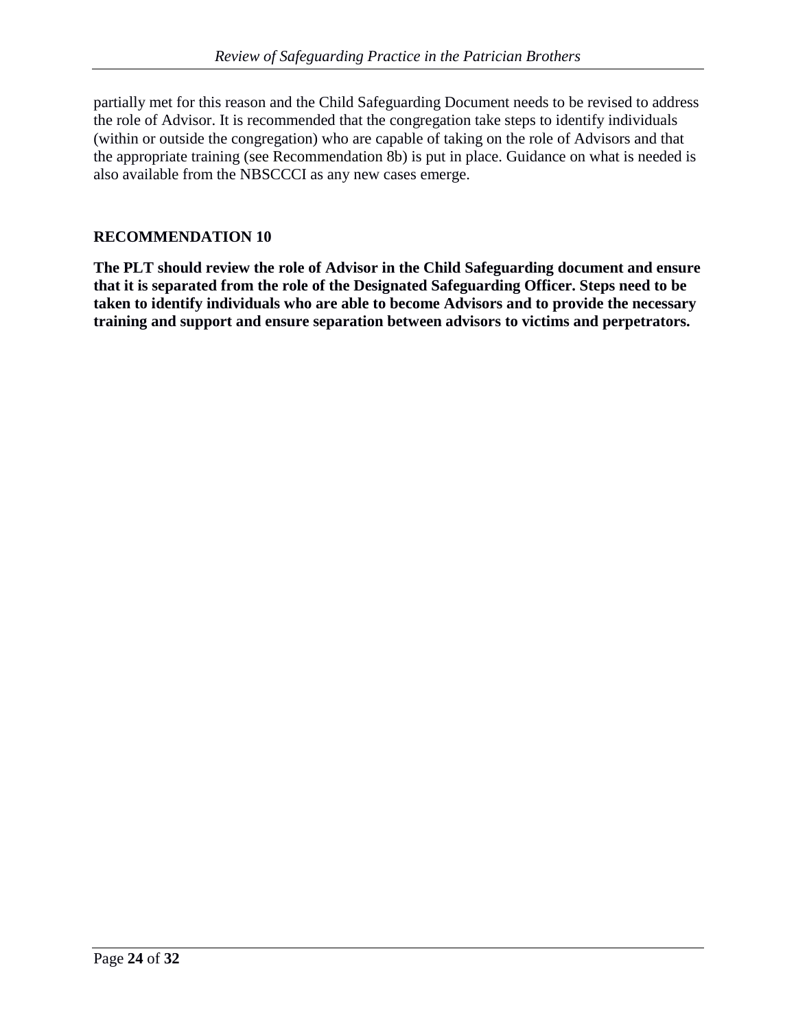partially met for this reason and the Child Safeguarding Document needs to be revised to address the role of Advisor. It is recommended that the congregation take steps to identify individuals (within or outside the congregation) who are capable of taking on the role of Advisors and that the appropriate training (see Recommendation 8b) is put in place. Guidance on what is needed is also available from the NBSCCCI as any new cases emerge.

**RECOMMENDATION 10**

**The PLT should review the role of Advisor in the Child Safeguarding document and ensure that it is separated from the role of the Designated Safeguarding Officer. Steps need to be taken to identify individuals who are able to become Advisors and to provide the necessary training and support and ensure separation between advisors to victims and perpetrators.**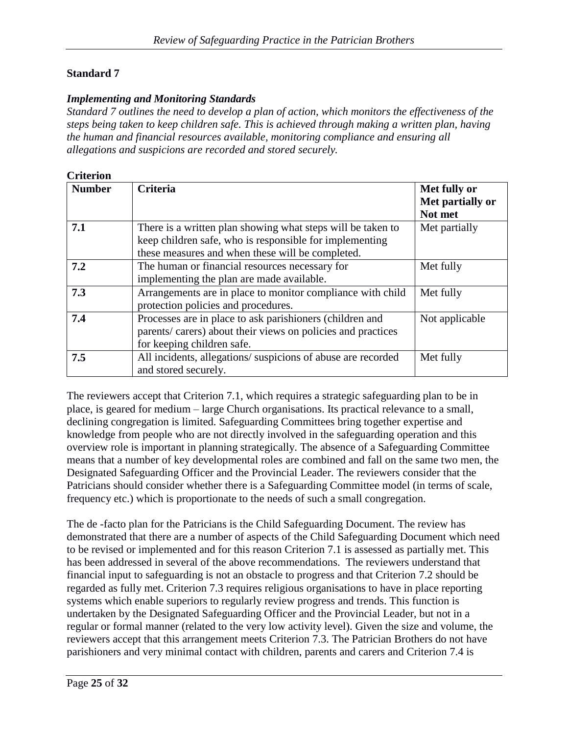## Standard 7

### *Implementing and Monitoring Standards*

*Standard 7 outlines the need to develop a plan of action, which monitors the effectiveness of the steps being taken to keep children safe. This is achieved through making a written plan, having the human and financial resources available, monitoring compliance and ensuring all allegations and suspicions are recorded and stored securely.*

**Criterion**

| Number | Criteria | Met fully or Met partially or Not met |
|---|---|---|
| **7.1** | There is a written plan showing what steps will be taken to keep children safe, who is responsible for implementing these measures and when these will be completed. | Met partially |
| **7.2** | The human or financial resources necessary for implementing the plan are made available. | Met fully |
| **7.3** | Arrangements are in place to monitor compliance with child protection policies and procedures. | Met fully |
| **7.4** | Processes are in place to ask parishioners (children and parents/ carers) about their views on policies and practices for keeping children safe. | Not applicable |
| **7.5** | All incidents, allegations/ suspicions of abuse are recorded and stored securely. | Met fully |

The reviewers accept that Criterion 7.1, which requires a strategic safeguarding plan to be in place, is geared for medium – large Church organisations. Its practical relevance to a small, declining congregation is limited. Safeguarding Committees bring together expertise and knowledge from people who are not directly involved in the safeguarding operation and this overview role is important in planning strategically. The absence of a Safeguarding Committee means that a number of key developmental roles are combined and fall on the same two men, the Designated Safeguarding Officer and the Provincial Leader. The reviewers consider that the Patricians should consider whether there is a Safeguarding Committee model (in terms of scale, frequency etc.) which is proportionate to the needs of such a small congregation.

The de -facto plan for the Patricians is the Child Safeguarding Document. The review has demonstrated that there are a number of aspects of the Child Safeguarding Document which need to be revised or implemented and for this reason Criterion 7.1 is assessed as partially met. This has been addressed in several of the above recommendations. The reviewers understand that financial input to safeguarding is not an obstacle to progress and that Criterion 7.2 should be regarded as fully met. Criterion 7.3 requires religious organisations to have in place reporting systems which enable superiors to regularly review progress and trends. This function is undertaken by the Designated Safeguarding Officer and the Provincial Leader, but not in a regular or formal manner (related to the very low activity level). Given the size and volume, the reviewers accept that this arrangement meets Criterion 7.3. The Patrician Brothers do not have parishioners and very minimal contact with children, parents and carers and Criterion 7.4 is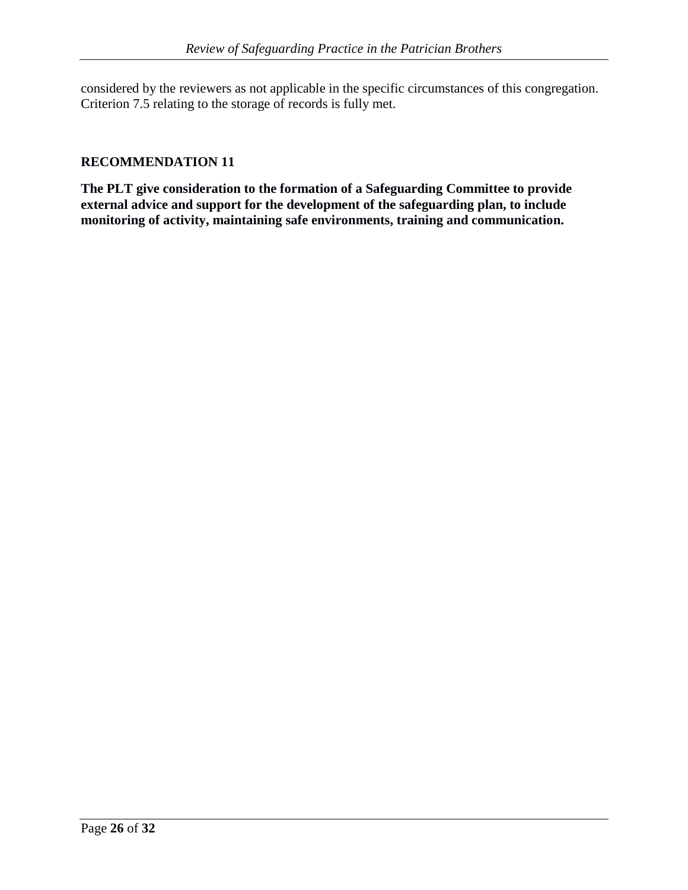considered by the reviewers as not applicable in the specific circumstances of this congregation. Criterion 7.5 relating to the storage of records is fully met.

## RECOMMENDATION 11

**The PLT give consideration to the formation of a Safeguarding Committee to provide external advice and support for the development of the safeguarding plan, to include monitoring of activity, maintaining safe environments, training and communication.**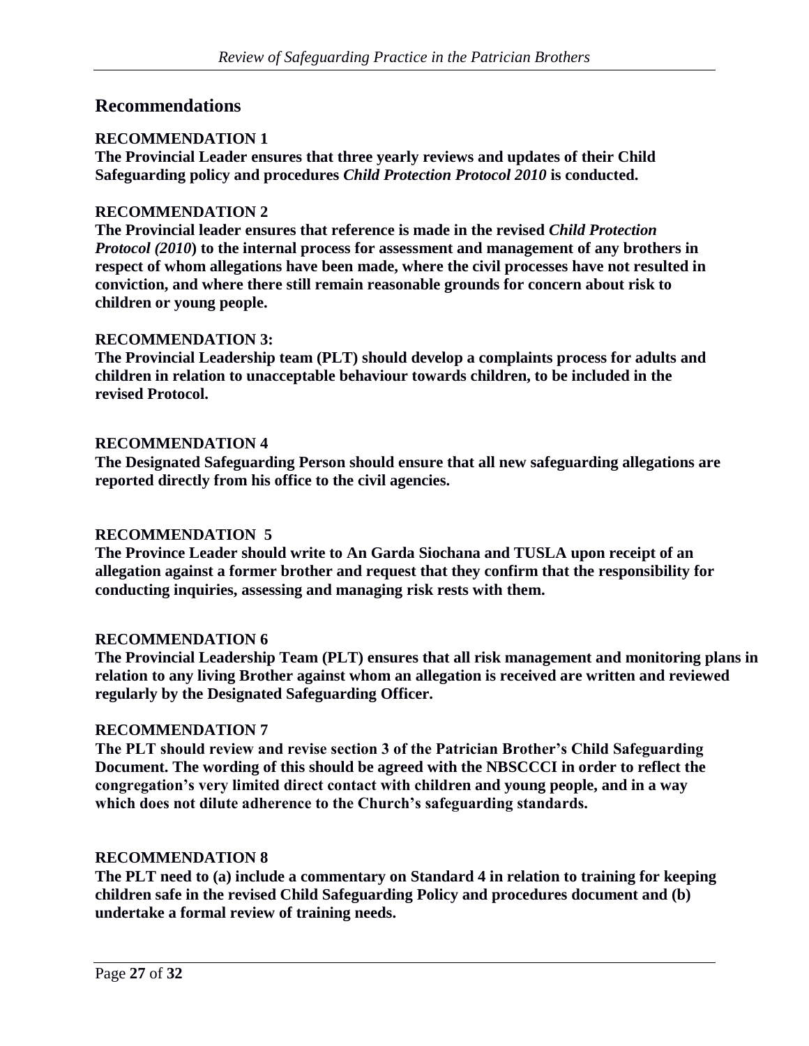## Recommendations

**RECOMMENDATION 1**

**The Provincial Leader ensures that three yearly reviews and updates of their Child Safeguarding policy and procedures *Child Protection Protocol 2010* is conducted.**

**RECOMMENDATION 2**

**The Provincial leader ensures that reference is made in the revised *Child Protection Protocol (2010*) to the internal process for assessment and management of any brothers in respect of whom allegations have been made, where the civil processes have not resulted in conviction, and where there still remain reasonable grounds for concern about risk to children or young people.**

**RECOMMENDATION 3:**

**The Provincial Leadership team (PLT) should develop a complaints process for adults and children in relation to unacceptable behaviour towards children, to be included in the revised Protocol.**

**RECOMMENDATION 4**

**The Designated Safeguarding Person should ensure that all new safeguarding allegations are reported directly from his office to the civil agencies.**

**RECOMMENDATION 5**

**The Province Leader should write to An Garda Siochana and TUSLA upon receipt of an allegation against a former brother and request that they confirm that the responsibility for conducting inquiries, assessing and managing risk rests with them.**

**RECOMMENDATION 6**

**The Provincial Leadership Team (PLT) ensures that all risk management and monitoring plans in relation to any living Brother against whom an allegation is received are written and reviewed regularly by the Designated Safeguarding Officer.**

**RECOMMENDATION 7**

**The PLT should review and revise section 3 of the Patrician Brother's Child Safeguarding Document. The wording of this should be agreed with the NBSCCCI in order to reflect the congregation's very limited direct contact with children and young people, and in a way which does not dilute adherence to the Church's safeguarding standards.**

**RECOMMENDATION 8**

**The PLT need to (a) include a commentary on Standard 4 in relation to training for keeping children safe in the revised Child Safeguarding Policy and procedures document and (b) undertake a formal review of training needs.**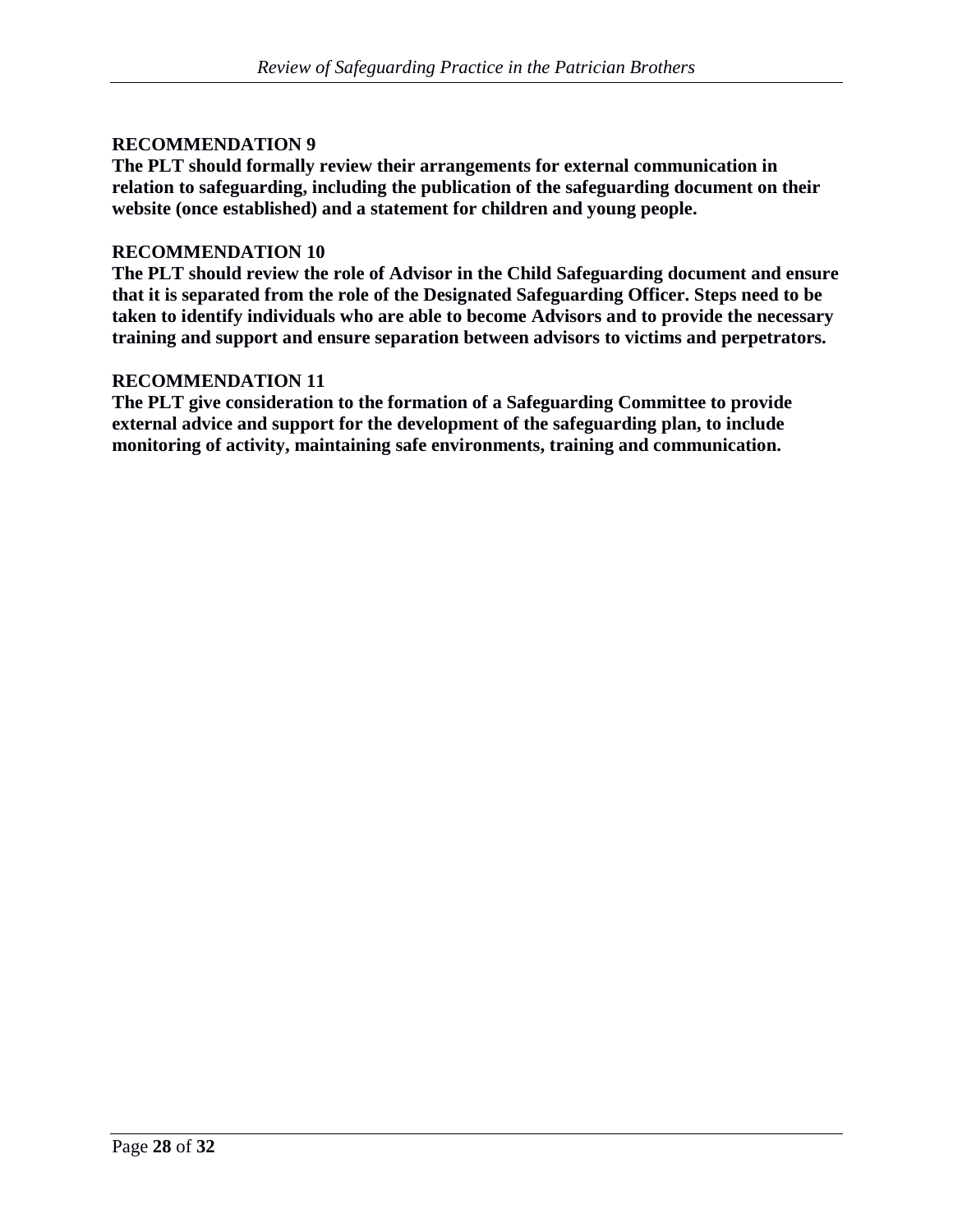**RECOMMENDATION 9**
**The PLT should formally review their arrangements for external communication in relation to safeguarding, including the publication of the safeguarding document on their website (once established) and a statement for children and young people.**

**RECOMMENDATION 10**
**The PLT should review the role of Advisor in the Child Safeguarding document and ensure that it is separated from the role of the Designated Safeguarding Officer. Steps need to be taken to identify individuals who are able to become Advisors and to provide the necessary training and support and ensure separation between advisors to victims and perpetrators.**

**RECOMMENDATION 11**
**The PLT give consideration to the formation of a Safeguarding Committee to provide external advice and support for the development of the safeguarding plan, to include monitoring of activity, maintaining safe environments, training and communication.**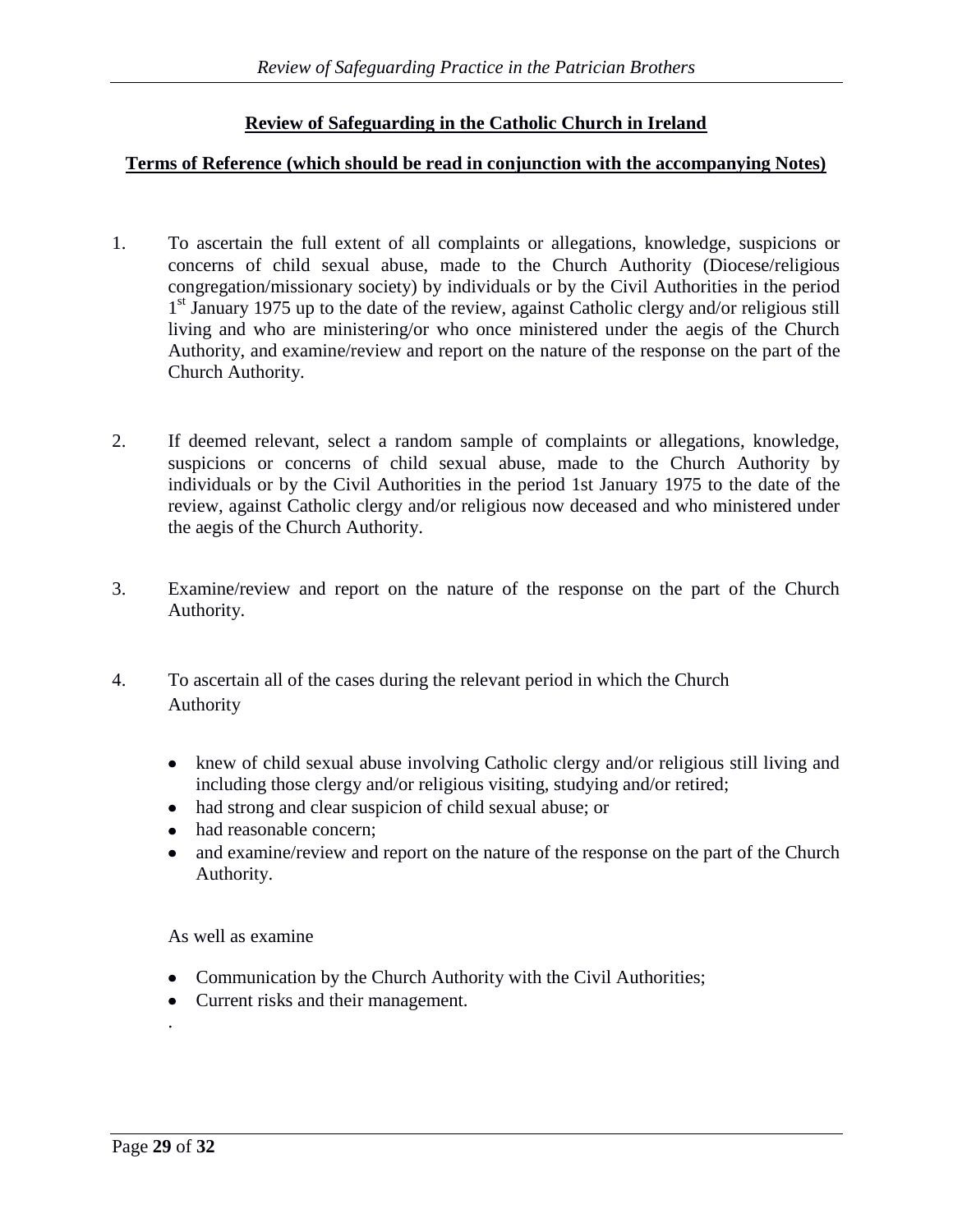**Review of Safeguarding in the Catholic Church in Ireland**

**Terms of Reference (which should be read in conjunction with the accompanying Notes)**

1. To ascertain the full extent of all complaints or allegations, knowledge, suspicions or concerns of child sexual abuse, made to the Church Authority (Diocese/religious congregation/missionary society) by individuals or by the Civil Authorities in the period 1st January 1975 up to the date of the review, against Catholic clergy and/or religious still living and who are ministering/or who once ministered under the aegis of the Church Authority, and examine/review and report on the nature of the response on the part of the Church Authority.

2. If deemed relevant, select a random sample of complaints or allegations, knowledge, suspicions or concerns of child sexual abuse, made to the Church Authority by individuals or by the Civil Authorities in the period 1st January 1975 to the date of the review, against Catholic clergy and/or religious now deceased and who ministered under the aegis of the Church Authority.

3. Examine/review and report on the nature of the response on the part of the Church Authority.

4. To ascertain all of the cases during the relevant period in which the Church Authority

   - knew of child sexual abuse involving Catholic clergy and/or religious still living and including those clergy and/or religious visiting, studying and/or retired;
   - had strong and clear suspicion of child sexual abuse; or
   - had reasonable concern;
   - and examine/review and report on the nature of the response on the part of the Church Authority.

   As well as examine

   - Communication by the Church Authority with the Civil Authorities;
   - Current risks and their management.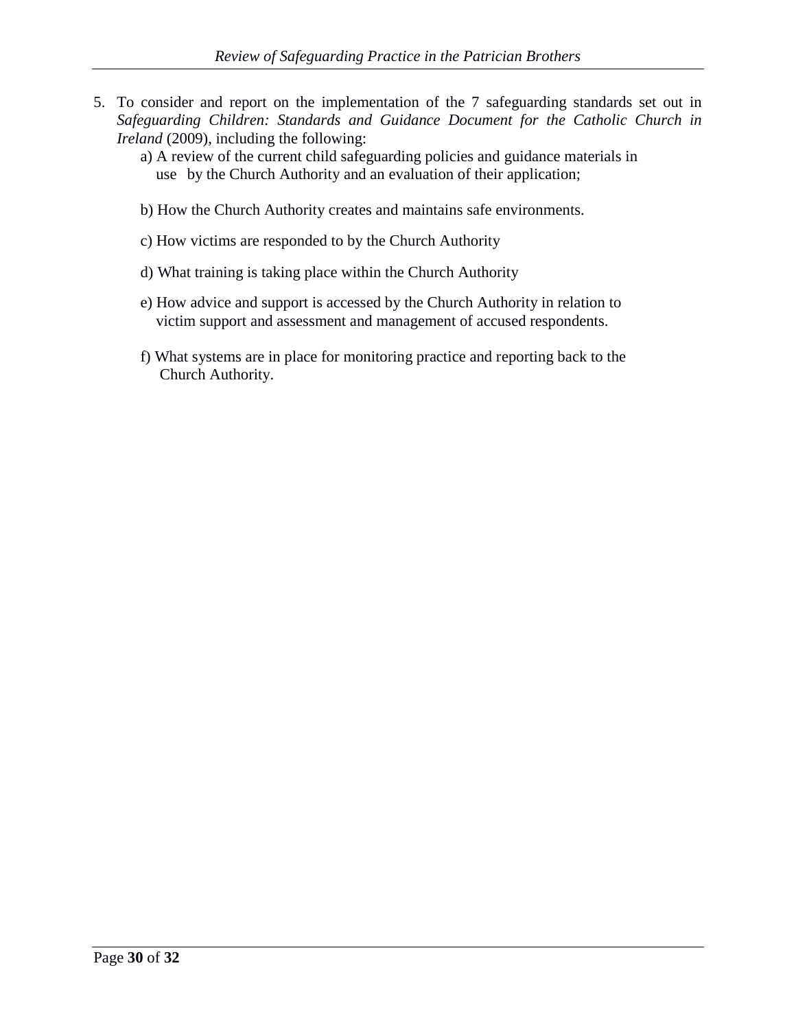5. To consider and report on the implementation of the 7 safeguarding standards set out in *Safeguarding Children: Standards and Guidance Document for the Catholic Church in Ireland* (2009), including the following:

   a) A review of the current child safeguarding policies and guidance materials in use by the Church Authority and an evaluation of their application;

   b) How the Church Authority creates and maintains safe environments.

   c) How victims are responded to by the Church Authority

   d) What training is taking place within the Church Authority

   e) How advice and support is accessed by the Church Authority in relation to victim support and assessment and management of accused respondents.

   f) What systems are in place for monitoring practice and reporting back to the Church Authority.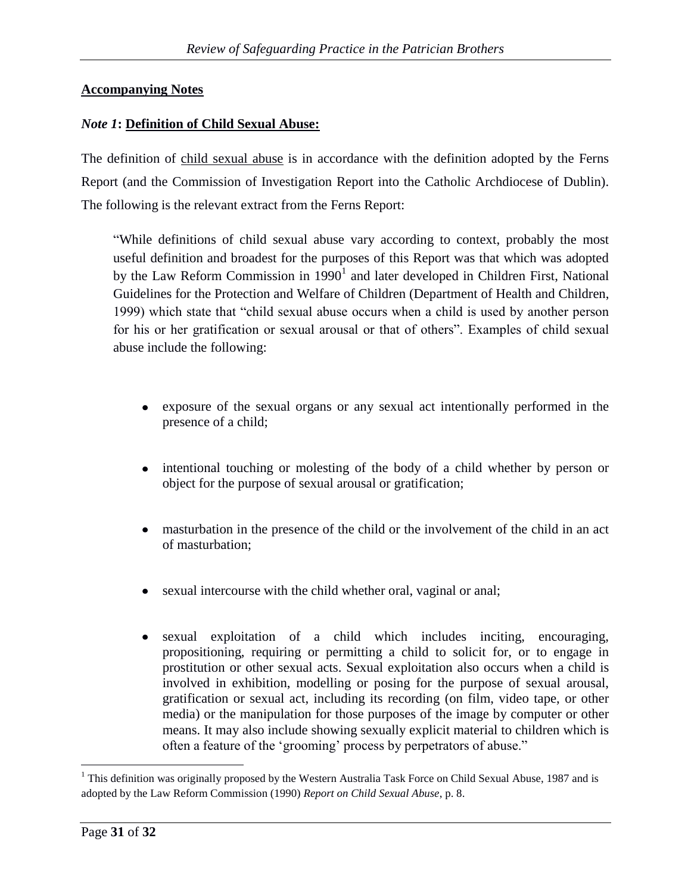**Accompanying Notes**

***Note 1*: Definition of Child Sexual Abuse:**

The definition of child sexual abuse is in accordance with the definition adopted by the Ferns Report (and the Commission of Investigation Report into the Catholic Archdiocese of Dublin). The following is the relevant extract from the Ferns Report:

> "While definitions of child sexual abuse vary according to context, probably the most useful definition and broadest for the purposes of this Report was that which was adopted by the Law Reform Commission in 1990[1] and later developed in Children First, National Guidelines for the Protection and Welfare of Children (Department of Health and Children, 1999) which state that "child sexual abuse occurs when a child is used by another person for his or her gratification or sexual arousal or that of others". Examples of child sexual abuse include the following:
>
> - exposure of the sexual organs or any sexual act intentionally performed in the presence of a child;
> - intentional touching or molesting of the body of a child whether by person or object for the purpose of sexual arousal or gratification;
> - masturbation in the presence of the child or the involvement of the child in an act of masturbation;
> - sexual intercourse with the child whether oral, vaginal or anal;
> - sexual exploitation of a child which includes inciting, encouraging, propositioning, requiring or permitting a child to solicit for, or to engage in prostitution or other sexual acts. Sexual exploitation also occurs when a child is involved in exhibition, modelling or posing for the purpose of sexual arousal, gratification or sexual act, including its recording (on film, video tape, or other media) or the manipulation for those purposes of the image by computer or other means. It may also include showing sexually explicit material to children which is often a feature of the 'grooming' process by perpetrators of abuse."

[1] This definition was originally proposed by the Western Australia Task Force on Child Sexual Abuse, 1987 and is adopted by the Law Reform Commission (1990) *Report on Child Sexual Abuse*, p. 8.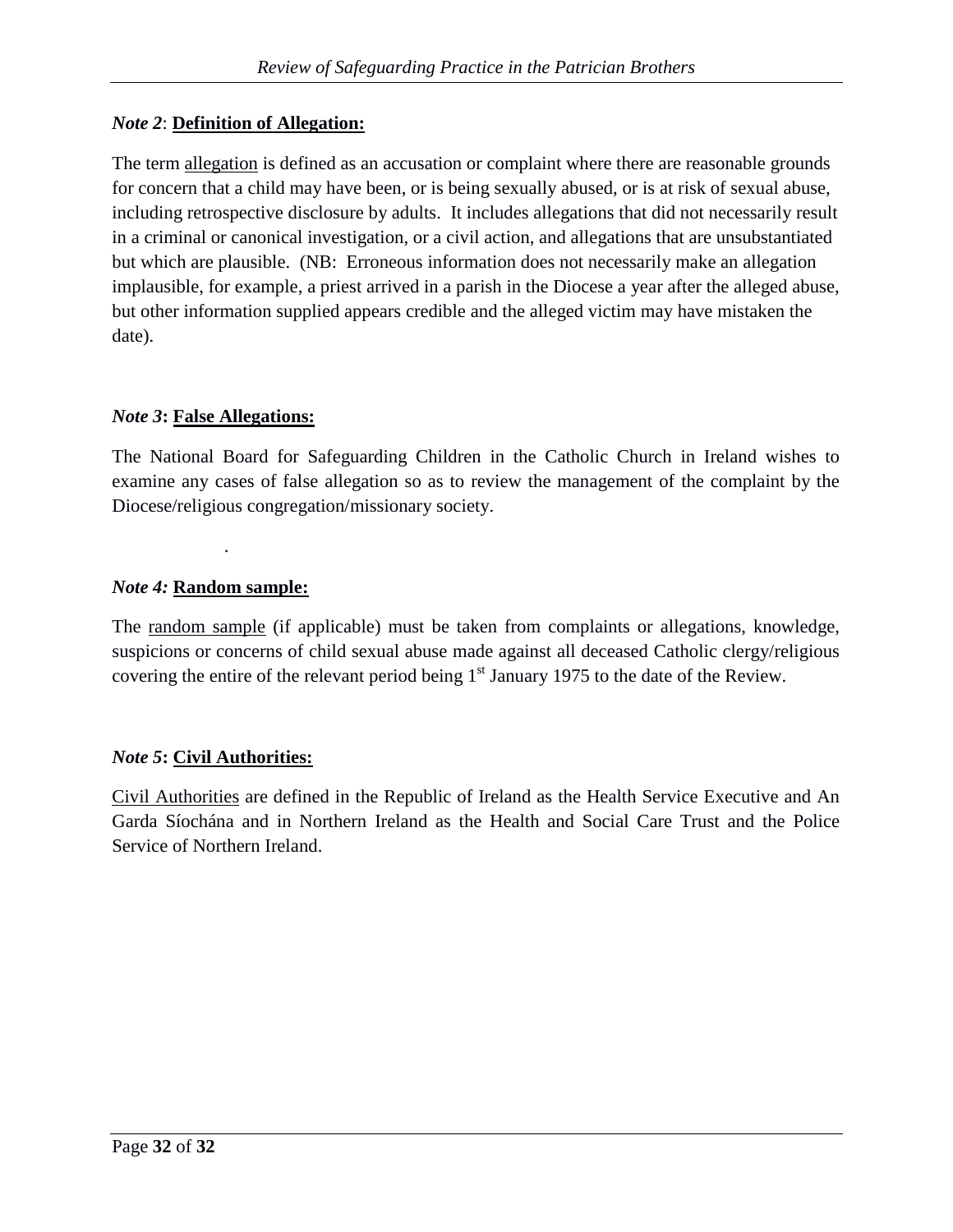*Note 2*: **Definition of Allegation:**

The term allegation is defined as an accusation or complaint where there are reasonable grounds for concern that a child may have been, or is being sexually abused, or is at risk of sexual abuse, including retrospective disclosure by adults. It includes allegations that did not necessarily result in a criminal or canonical investigation, or a civil action, and allegations that are unsubstantiated but which are plausible. (NB: Erroneous information does not necessarily make an allegation implausible, for example, a priest arrived in a parish in the Diocese a year after the alleged abuse, but other information supplied appears credible and the alleged victim may have mistaken the date).

*Note 3*: **False Allegations:**

The National Board for Safeguarding Children in the Catholic Church in Ireland wishes to examine any cases of false allegation so as to review the management of the complaint by the Diocese/religious congregation/missionary society.

.

*Note 4:* **Random sample:**

The random sample (if applicable) must be taken from complaints or allegations, knowledge, suspicions or concerns of child sexual abuse made against all deceased Catholic clergy/religious covering the entire of the relevant period being 1st January 1975 to the date of the Review.

*Note 5*: **Civil Authorities:**

Civil Authorities are defined in the Republic of Ireland as the Health Service Executive and An Garda Síochána and in Northern Ireland as the Health and Social Care Trust and the Police Service of Northern Ireland.